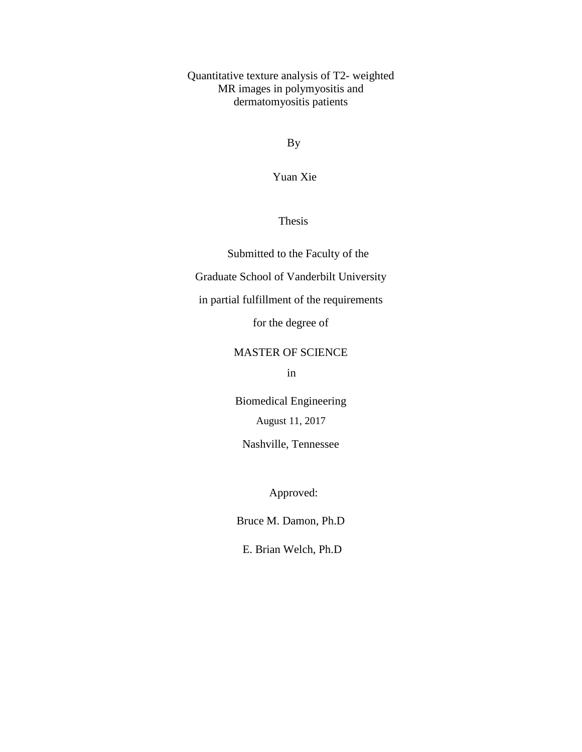# Quantitative texture analysis of T2- weighted MR images in polymyositis and dermatomyositis patients

By

Yuan Xie

Thesis

Submitted to the Faculty of the

Graduate School of Vanderbilt University

in partial fulfillment of the requirements

for the degree of

MASTER OF SCIENCE

in

Biomedical Engineering

August 11, 2017

Nashville, Tennessee

Approved:

Bruce M. Damon, Ph.D

E. Brian Welch, Ph.D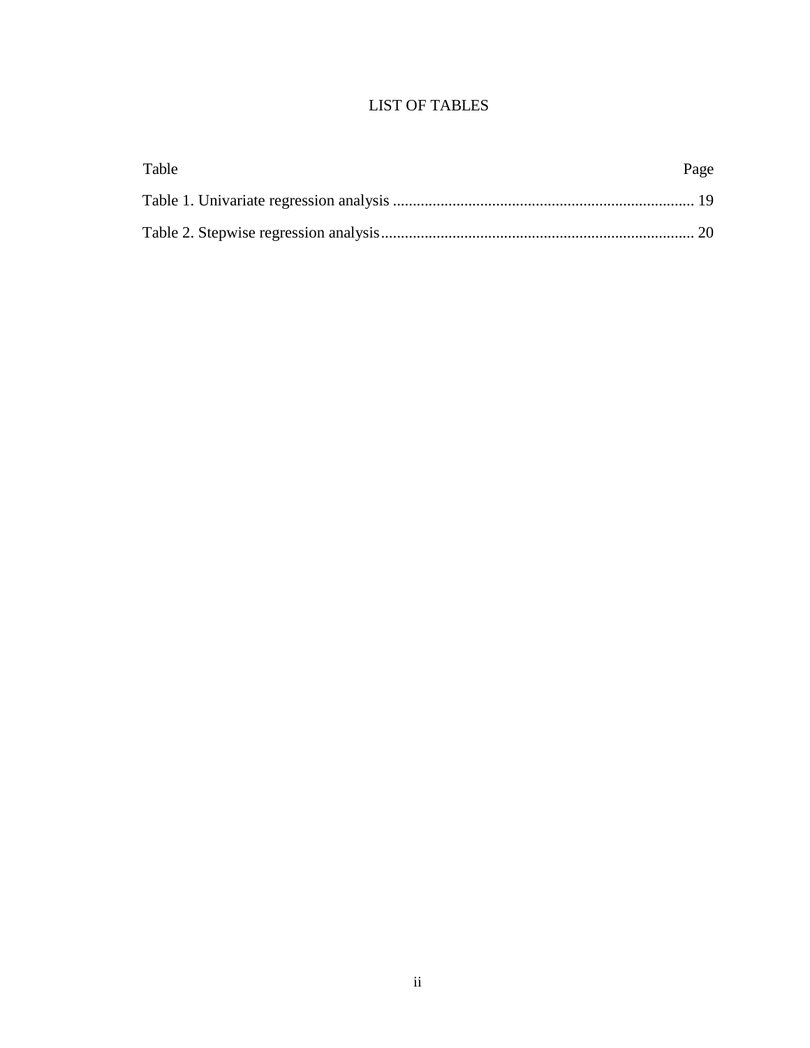# LIST OF TABLES

| Table | Page |
|---|---|
| Table 1. Univariate regression analysis | 19 |
| Table 2. Stepwise regression analysis | 20 |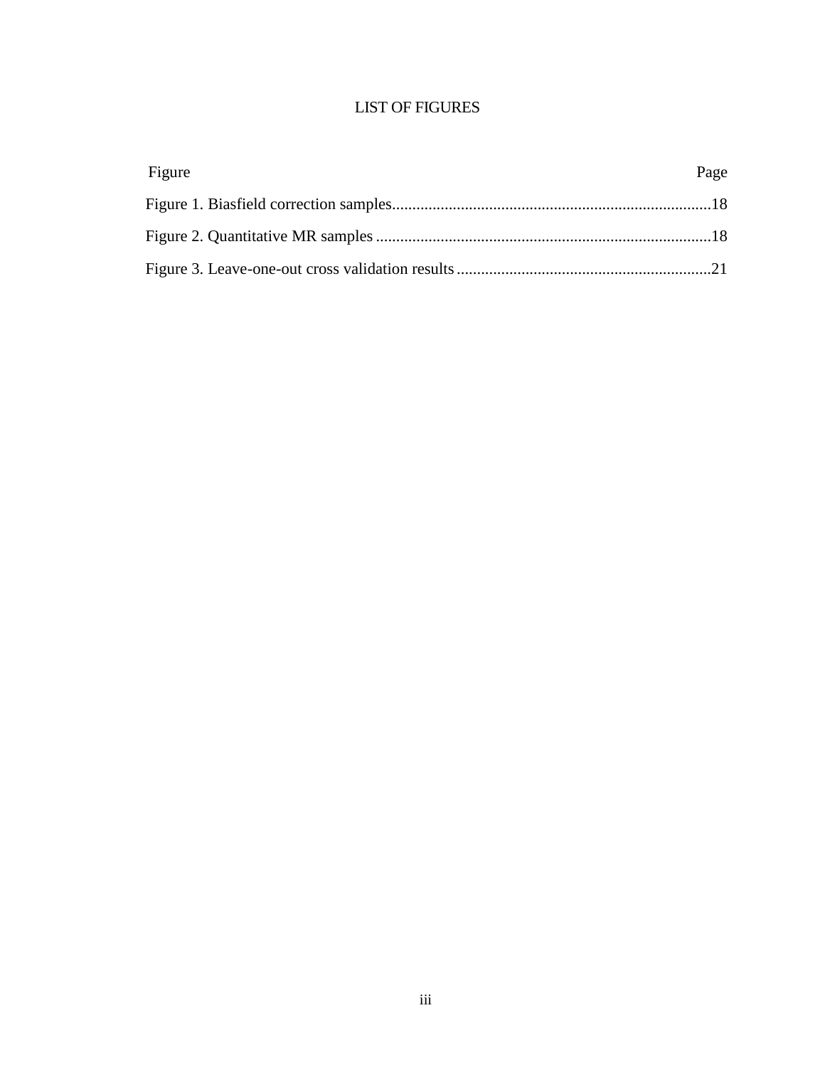# LIST OF FIGURES

| Figure | Page |
| --- | --- |
| Figure 1. Biasfield correction samples | 18 |
| Figure 2. Quantitative MR samples | 18 |
| Figure 3. Leave-one-out cross validation results | 21 |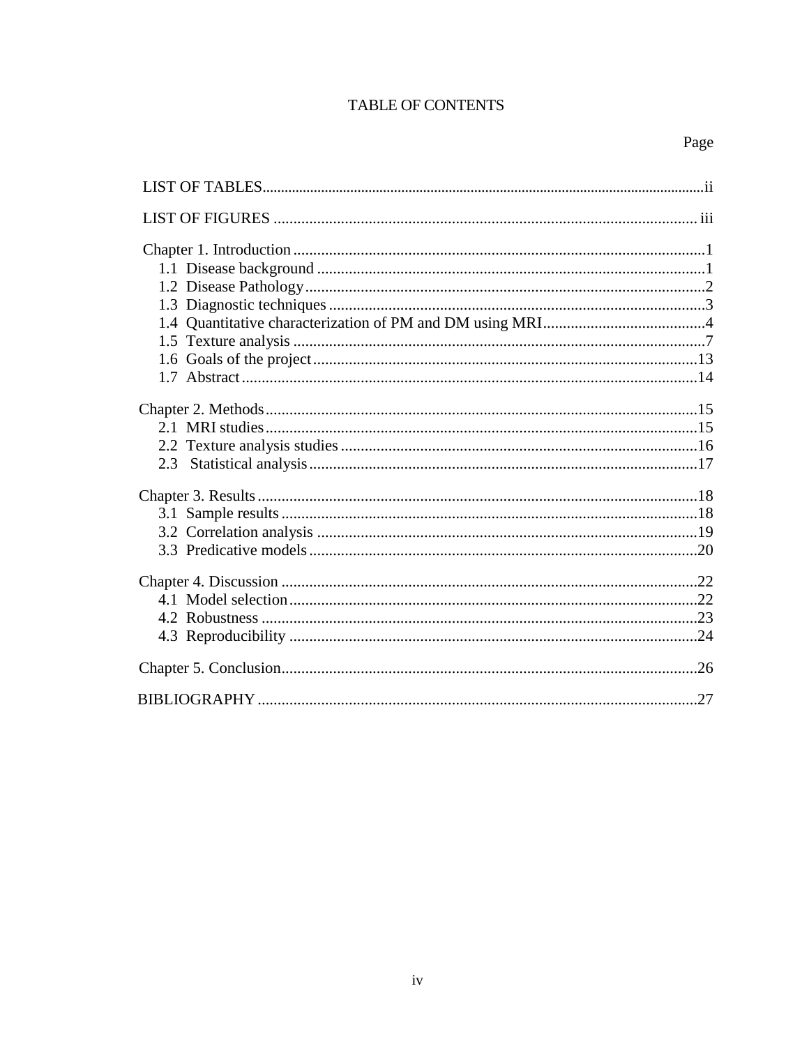# TABLE OF CONTENTS

Page

LIST OF TABLES ..................................................... ii

LIST OF FIGURES ..................................................... iii

Chapter 1. Introduction ..................................................... 1
- 1.1 Disease background ..................................................... 1
- 1.2 Disease Pathology ..................................................... 2
- 1.3 Diagnostic techniques ..................................................... 3
- 1.4 Quantitative characterization of PM and DM using MRI ..................................................... 4
- 1.5 Texture analysis ..................................................... 7
- 1.6 Goals of the project ..................................................... 13
- 1.7 Abstract ..................................................... 14

Chapter 2. Methods ..................................................... 15
- 2.1 MRI studies ..................................................... 15
- 2.2 Texture analysis studies ..................................................... 16
- 2.3 Statistical analysis ..................................................... 17

Chapter 3. Results ..................................................... 18
- 3.1 Sample results ..................................................... 18
- 3.2 Correlation analysis ..................................................... 19
- 3.3 Predicative models ..................................................... 20

Chapter 4. Discussion ..................................................... 22
- 4.1 Model selection ..................................................... 22
- 4.2 Robustness ..................................................... 23
- 4.3 Reproducibility ..................................................... 24

Chapter 5. Conclusion ..................................................... 26

BIBLIOGRAPHY ..................................................... 27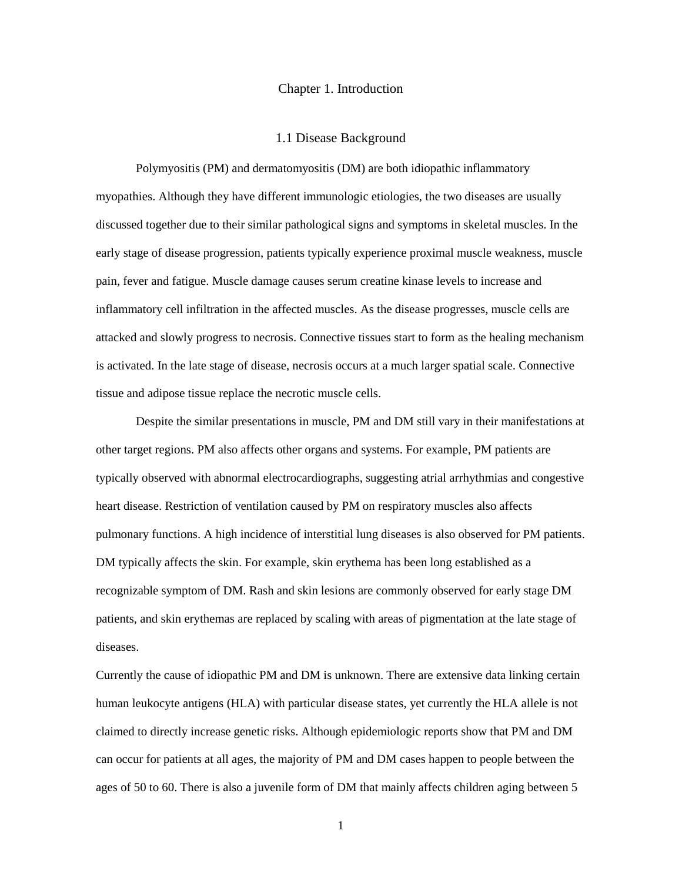# Chapter 1. Introduction

## 1.1 Disease Background

Polymyositis (PM) and dermatomyositis (DM) are both idiopathic inflammatory myopathies. Although they have different immunologic etiologies, the two diseases are usually discussed together due to their similar pathological signs and symptoms in skeletal muscles. In the early stage of disease progression, patients typically experience proximal muscle weakness, muscle pain, fever and fatigue. Muscle damage causes serum creatine kinase levels to increase and inflammatory cell infiltration in the affected muscles. As the disease progresses, muscle cells are attacked and slowly progress to necrosis. Connective tissues start to form as the healing mechanism is activated. In the late stage of disease, necrosis occurs at a much larger spatial scale. Connective tissue and adipose tissue replace the necrotic muscle cells.

Despite the similar presentations in muscle, PM and DM still vary in their manifestations at other target regions. PM also affects other organs and systems. For example, PM patients are typically observed with abnormal electrocardiographs, suggesting atrial arrhythmias and congestive heart disease. Restriction of ventilation caused by PM on respiratory muscles also affects pulmonary functions. A high incidence of interstitial lung diseases is also observed for PM patients. DM typically affects the skin. For example, skin erythema has been long established as a recognizable symptom of DM. Rash and skin lesions are commonly observed for early stage DM patients, and skin erythemas are replaced by scaling with areas of pigmentation at the late stage of diseases.

Currently the cause of idiopathic PM and DM is unknown. There are extensive data linking certain human leukocyte antigens (HLA) with particular disease states, yet currently the HLA allele is not claimed to directly increase genetic risks. Although epidemiologic reports show that PM and DM can occur for patients at all ages, the majority of PM and DM cases happen to people between the ages of 50 to 60. There is also a juvenile form of DM that mainly affects children aging between 5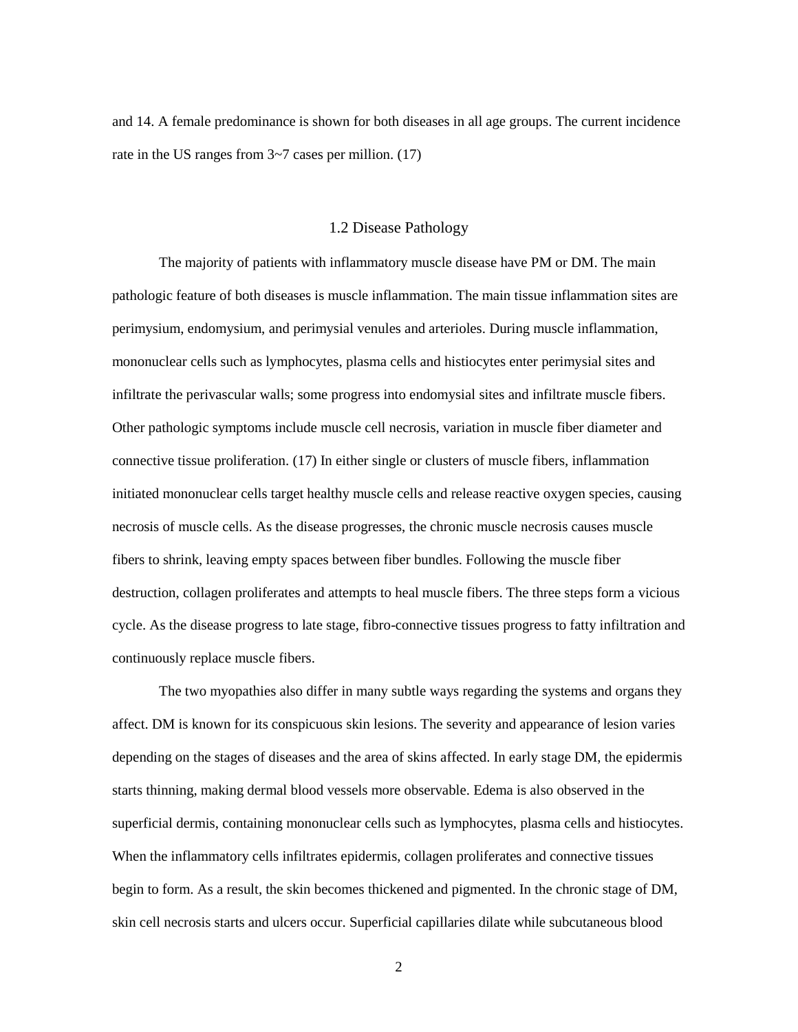and 14. A female predominance is shown for both diseases in all age groups. The current incidence rate in the US ranges from 3~7 cases per million. (17)

## 1.2 Disease Pathology

The majority of patients with inflammatory muscle disease have PM or DM. The main pathologic feature of both diseases is muscle inflammation. The main tissue inflammation sites are perimysium, endomysium, and perimysial venules and arterioles. During muscle inflammation, mononuclear cells such as lymphocytes, plasma cells and histiocytes enter perimysial sites and infiltrate the perivascular walls; some progress into endomysial sites and infiltrate muscle fibers. Other pathologic symptoms include muscle cell necrosis, variation in muscle fiber diameter and connective tissue proliferation. (17) In either single or clusters of muscle fibers, inflammation initiated mononuclear cells target healthy muscle cells and release reactive oxygen species, causing necrosis of muscle cells. As the disease progresses, the chronic muscle necrosis causes muscle fibers to shrink, leaving empty spaces between fiber bundles. Following the muscle fiber destruction, collagen proliferates and attempts to heal muscle fibers. The three steps form a vicious cycle. As the disease progress to late stage, fibro-connective tissues progress to fatty infiltration and continuously replace muscle fibers.

The two myopathies also differ in many subtle ways regarding the systems and organs they affect. DM is known for its conspicuous skin lesions. The severity and appearance of lesion varies depending on the stages of diseases and the area of skins affected. In early stage DM, the epidermis starts thinning, making dermal blood vessels more observable. Edema is also observed in the superficial dermis, containing mononuclear cells such as lymphocytes, plasma cells and histiocytes. When the inflammatory cells infiltrates epidermis, collagen proliferates and connective tissues begin to form. As a result, the skin becomes thickened and pigmented. In the chronic stage of DM, skin cell necrosis starts and ulcers occur. Superficial capillaries dilate while subcutaneous blood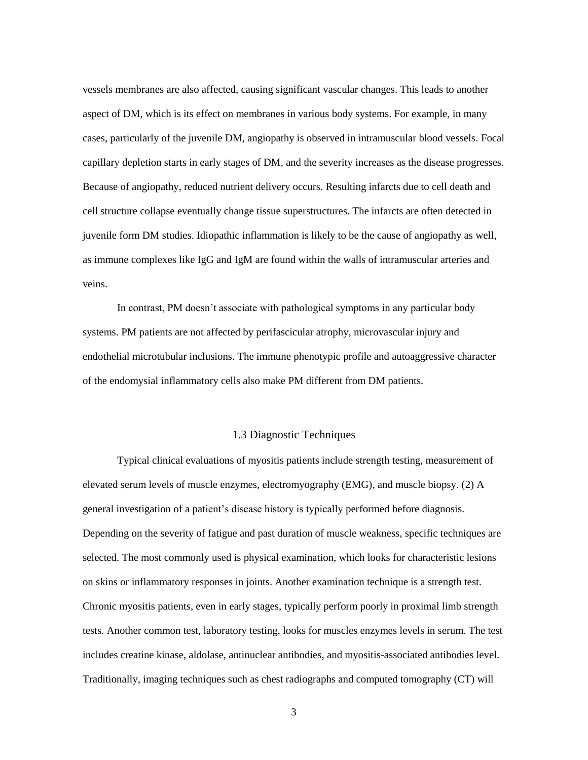vessels membranes are also affected, causing significant vascular changes. This leads to another aspect of DM, which is its effect on membranes in various body systems. For example, in many cases, particularly of the juvenile DM, angiopathy is observed in intramuscular blood vessels. Focal capillary depletion starts in early stages of DM, and the severity increases as the disease progresses. Because of angiopathy, reduced nutrient delivery occurs. Resulting infarcts due to cell death and cell structure collapse eventually change tissue superstructures. The infarcts are often detected in juvenile form DM studies. Idiopathic inflammation is likely to be the cause of angiopathy as well, as immune complexes like IgG and IgM are found within the walls of intramuscular arteries and veins.

In contrast, PM doesn't associate with pathological symptoms in any particular body systems. PM patients are not affected by perifascicular atrophy, microvascular injury and endothelial microtubular inclusions. The immune phenotypic profile and autoaggressive character of the endomysial inflammatory cells also make PM different from DM patients.

### 1.3 Diagnostic Techniques

Typical clinical evaluations of myositis patients include strength testing, measurement of elevated serum levels of muscle enzymes, electromyography (EMG), and muscle biopsy. (2) A general investigation of a patient's disease history is typically performed before diagnosis. Depending on the severity of fatigue and past duration of muscle weakness, specific techniques are selected. The most commonly used is physical examination, which looks for characteristic lesions on skins or inflammatory responses in joints. Another examination technique is a strength test. Chronic myositis patients, even in early stages, typically perform poorly in proximal limb strength tests. Another common test, laboratory testing, looks for muscles enzymes levels in serum. The test includes creatine kinase, aldolase, antinuclear antibodies, and myositis-associated antibodies level. Traditionally, imaging techniques such as chest radiographs and computed tomography (CT) will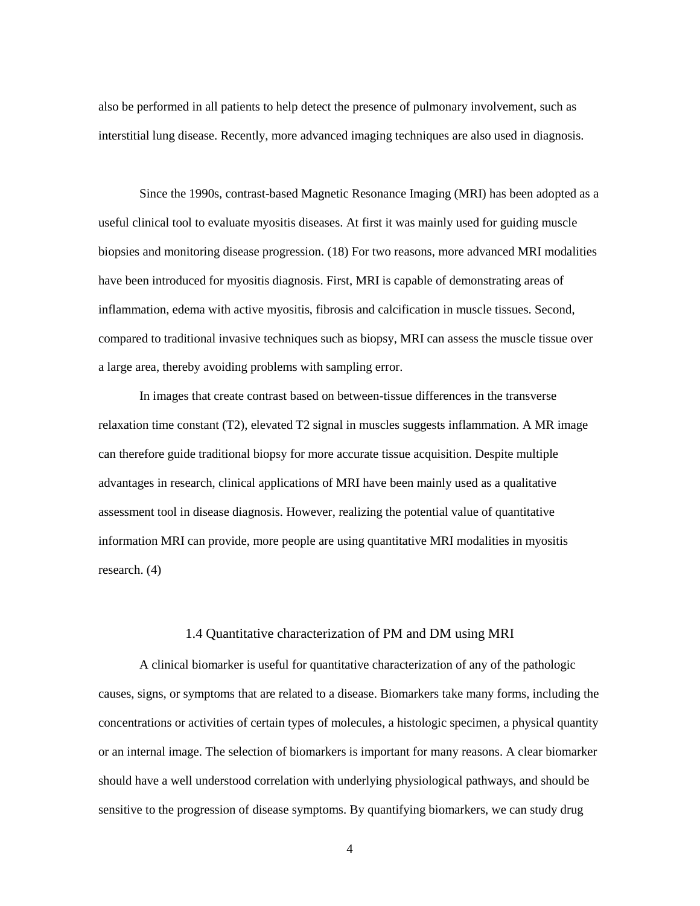also be performed in all patients to help detect the presence of pulmonary involvement, such as interstitial lung disease. Recently, more advanced imaging techniques are also used in diagnosis.

Since the 1990s, contrast-based Magnetic Resonance Imaging (MRI) has been adopted as a useful clinical tool to evaluate myositis diseases. At first it was mainly used for guiding muscle biopsies and monitoring disease progression. (18) For two reasons, more advanced MRI modalities have been introduced for myositis diagnosis. First, MRI is capable of demonstrating areas of inflammation, edema with active myositis, fibrosis and calcification in muscle tissues. Second, compared to traditional invasive techniques such as biopsy, MRI can assess the muscle tissue over a large area, thereby avoiding problems with sampling error.

In images that create contrast based on between-tissue differences in the transverse relaxation time constant (T2), elevated T2 signal in muscles suggests inflammation. A MR image can therefore guide traditional biopsy for more accurate tissue acquisition. Despite multiple advantages in research, clinical applications of MRI have been mainly used as a qualitative assessment tool in disease diagnosis. However, realizing the potential value of quantitative information MRI can provide, more people are using quantitative MRI modalities in myositis research. (4)

### 1.4 Quantitative characterization of PM and DM using MRI

A clinical biomarker is useful for quantitative characterization of any of the pathologic causes, signs, or symptoms that are related to a disease. Biomarkers take many forms, including the concentrations or activities of certain types of molecules, a histologic specimen, a physical quantity or an internal image. The selection of biomarkers is important for many reasons. A clear biomarker should have a well understood correlation with underlying physiological pathways, and should be sensitive to the progression of disease symptoms. By quantifying biomarkers, we can study drug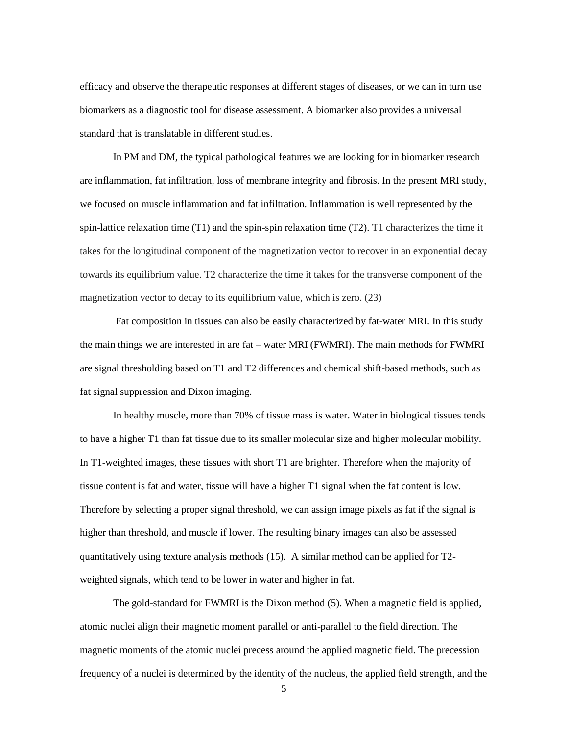efficacy and observe the therapeutic responses at different stages of diseases, or we can in turn use biomarkers as a diagnostic tool for disease assessment. A biomarker also provides a universal standard that is translatable in different studies.

In PM and DM, the typical pathological features we are looking for in biomarker research are inflammation, fat infiltration, loss of membrane integrity and fibrosis. In the present MRI study, we focused on muscle inflammation and fat infiltration. Inflammation is well represented by the spin-lattice relaxation time (T1) and the spin-spin relaxation time (T2). T1 characterizes the time it takes for the longitudinal component of the magnetization vector to recover in an exponential decay towards its equilibrium value. T2 characterize the time it takes for the transverse component of the magnetization vector to decay to its equilibrium value, which is zero. (23)

Fat composition in tissues can also be easily characterized by fat-water MRI. In this study the main things we are interested in are fat – water MRI (FWMRI). The main methods for FWMRI are signal thresholding based on T1 and T2 differences and chemical shift-based methods, such as fat signal suppression and Dixon imaging.

In healthy muscle, more than 70% of tissue mass is water. Water in biological tissues tends to have a higher T1 than fat tissue due to its smaller molecular size and higher molecular mobility. In T1-weighted images, these tissues with short T1 are brighter. Therefore when the majority of tissue content is fat and water, tissue will have a higher T1 signal when the fat content is low. Therefore by selecting a proper signal threshold, we can assign image pixels as fat if the signal is higher than threshold, and muscle if lower. The resulting binary images can also be assessed quantitatively using texture analysis methods (15). A similar method can be applied for T2-weighted signals, which tend to be lower in water and higher in fat.

The gold-standard for FWMRI is the Dixon method (5). When a magnetic field is applied, atomic nuclei align their magnetic moment parallel or anti-parallel to the field direction. The magnetic moments of the atomic nuclei precess around the applied magnetic field. The precession frequency of a nuclei is determined by the identity of the nucleus, the applied field strength, and the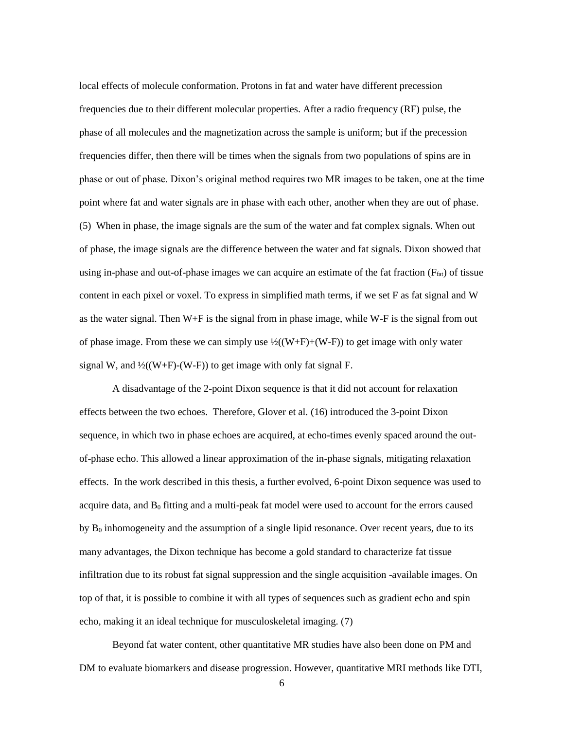local effects of molecule conformation. Protons in fat and water have different precession frequencies due to their different molecular properties. After a radio frequency (RF) pulse, the phase of all molecules and the magnetization across the sample is uniform; but if the precession frequencies differ, then there will be times when the signals from two populations of spins are in phase or out of phase. Dixon's original method requires two MR images to be taken, one at the time point where fat and water signals are in phase with each other, another when they are out of phase. (5) When in phase, the image signals are the sum of the water and fat complex signals. When out of phase, the image signals are the difference between the water and fat signals. Dixon showed that using in-phase and out-of-phase images we can acquire an estimate of the fat fraction ($F_{fat}$) of tissue content in each pixel or voxel. To express in simplified math terms, if we set F as fat signal and W as the water signal. Then W+F is the signal from in phase image, while W-F is the signal from out of phase image. From these we can simply use $\frac{1}{2}((W+F)+(W-F))$ to get image with only water signal W, and $\frac{1}{2}((W+F)-(W-F))$ to get image with only fat signal F.

A disadvantage of the 2-point Dixon sequence is that it did not account for relaxation effects between the two echoes. Therefore, Glover et al. (16) introduced the 3-point Dixon sequence, in which two in phase echoes are acquired, at echo-times evenly spaced around the out-of-phase echo. This allowed a linear approximation of the in-phase signals, mitigating relaxation effects. In the work described in this thesis, a further evolved, 6-point Dixon sequence was used to acquire data, and $B_0$ fitting and a multi-peak fat model were used to account for the errors caused by $B_0$ inhomogeneity and the assumption of a single lipid resonance. Over recent years, due to its many advantages, the Dixon technique has become a gold standard to characterize fat tissue infiltration due to its robust fat signal suppression and the single acquisition -available images. On top of that, it is possible to combine it with all types of sequences such as gradient echo and spin echo, making it an ideal technique for musculoskeletal imaging. (7)

Beyond fat water content, other quantitative MR studies have also been done on PM and DM to evaluate biomarkers and disease progression. However, quantitative MRI methods like DTI,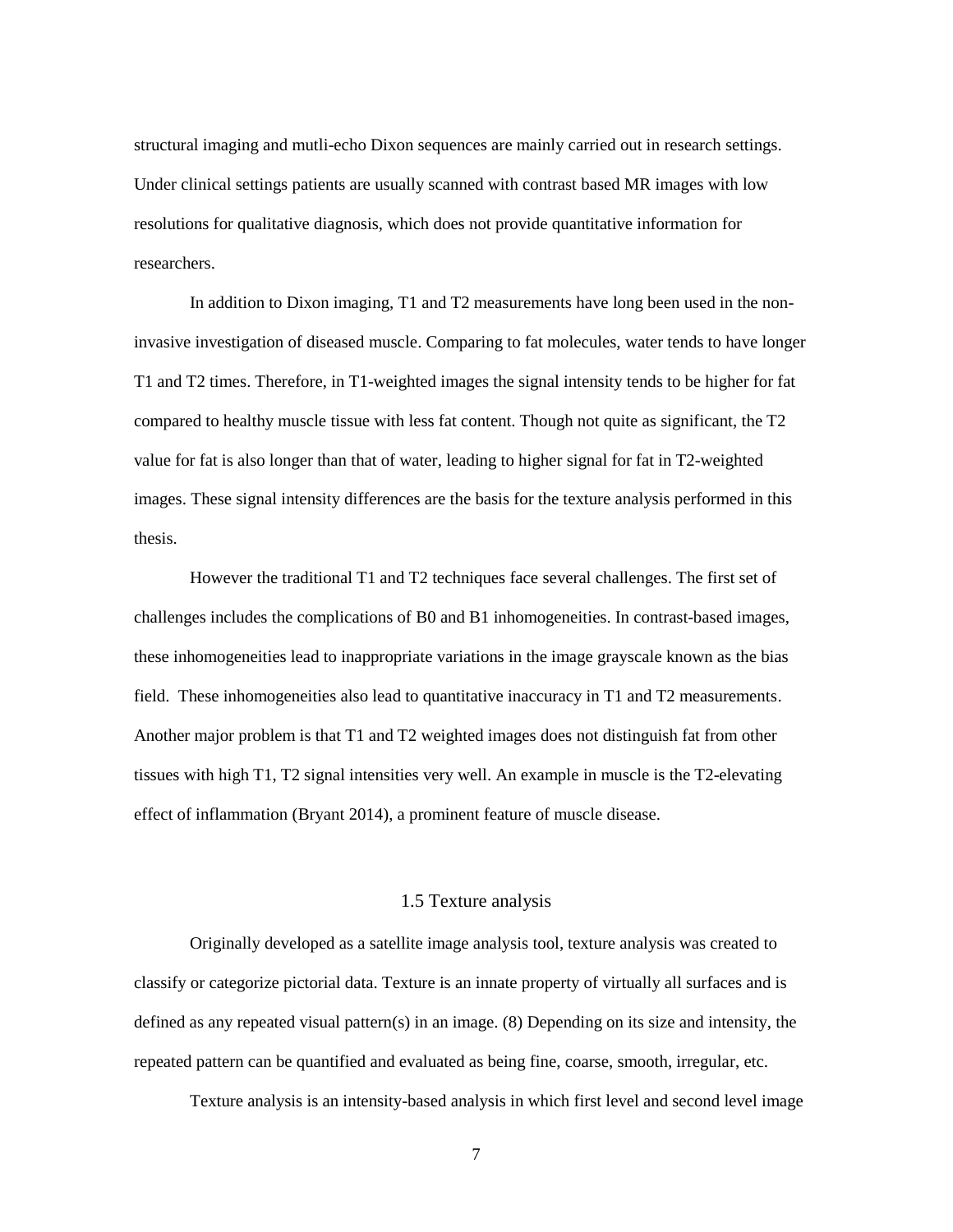structural imaging and mutli-echo Dixon sequences are mainly carried out in research settings. Under clinical settings patients are usually scanned with contrast based MR images with low resolutions for qualitative diagnosis, which does not provide quantitative information for researchers.

In addition to Dixon imaging, T1 and T2 measurements have long been used in the non-invasive investigation of diseased muscle. Comparing to fat molecules, water tends to have longer T1 and T2 times. Therefore, in T1-weighted images the signal intensity tends to be higher for fat compared to healthy muscle tissue with less fat content. Though not quite as significant, the T2 value for fat is also longer than that of water, leading to higher signal for fat in T2-weighted images. These signal intensity differences are the basis for the texture analysis performed in this thesis.

However the traditional T1 and T2 techniques face several challenges. The first set of challenges includes the complications of B0 and B1 inhomogeneities. In contrast-based images, these inhomogeneities lead to inappropriate variations in the image grayscale known as the bias field. These inhomogeneities also lead to quantitative inaccuracy in T1 and T2 measurements. Another major problem is that T1 and T2 weighted images does not distinguish fat from other tissues with high T1, T2 signal intensities very well. An example in muscle is the T2-elevating effect of inflammation (Bryant 2014), a prominent feature of muscle disease.

## 1.5 Texture analysis

Originally developed as a satellite image analysis tool, texture analysis was created to classify or categorize pictorial data. Texture is an innate property of virtually all surfaces and is defined as any repeated visual pattern(s) in an image. (8) Depending on its size and intensity, the repeated pattern can be quantified and evaluated as being fine, coarse, smooth, irregular, etc.

Texture analysis is an intensity-based analysis in which first level and second level image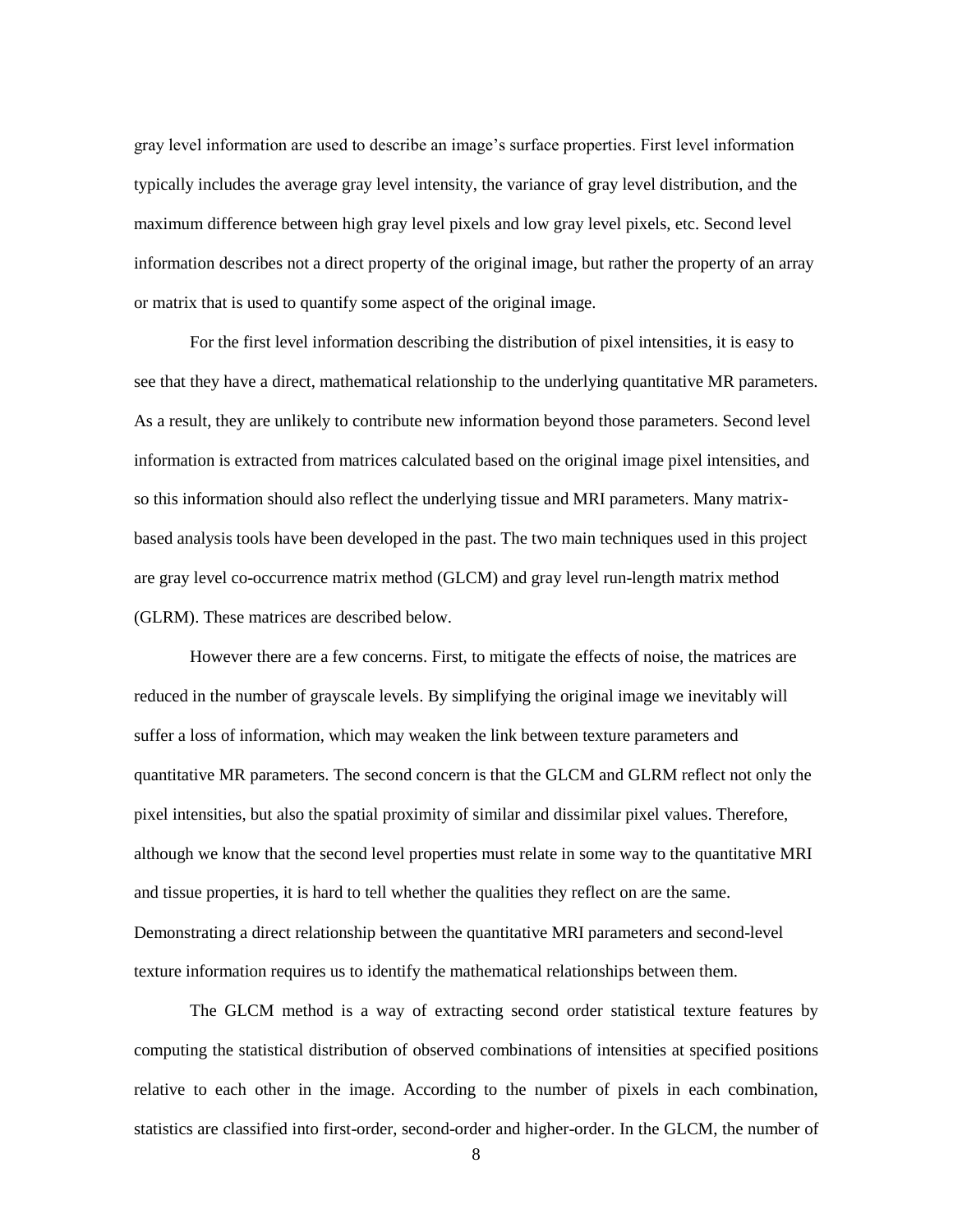gray level information are used to describe an image's surface properties. First level information typically includes the average gray level intensity, the variance of gray level distribution, and the maximum difference between high gray level pixels and low gray level pixels, etc. Second level information describes not a direct property of the original image, but rather the property of an array or matrix that is used to quantify some aspect of the original image.

For the first level information describing the distribution of pixel intensities, it is easy to see that they have a direct, mathematical relationship to the underlying quantitative MR parameters. As a result, they are unlikely to contribute new information beyond those parameters. Second level information is extracted from matrices calculated based on the original image pixel intensities, and so this information should also reflect the underlying tissue and MRI parameters. Many matrix-based analysis tools have been developed in the past. The two main techniques used in this project are gray level co-occurrence matrix method (GLCM) and gray level run-length matrix method (GLRM). These matrices are described below.

However there are a few concerns. First, to mitigate the effects of noise, the matrices are reduced in the number of grayscale levels. By simplifying the original image we inevitably will suffer a loss of information, which may weaken the link between texture parameters and quantitative MR parameters. The second concern is that the GLCM and GLRM reflect not only the pixel intensities, but also the spatial proximity of similar and dissimilar pixel values. Therefore, although we know that the second level properties must relate in some way to the quantitative MRI and tissue properties, it is hard to tell whether the qualities they reflect on are the same. Demonstrating a direct relationship between the quantitative MRI parameters and second-level texture information requires us to identify the mathematical relationships between them.

The GLCM method is a way of extracting second order statistical texture features by computing the statistical distribution of observed combinations of intensities at specified positions relative to each other in the image. According to the number of pixels in each combination, statistics are classified into first-order, second-order and higher-order. In the GLCM, the number of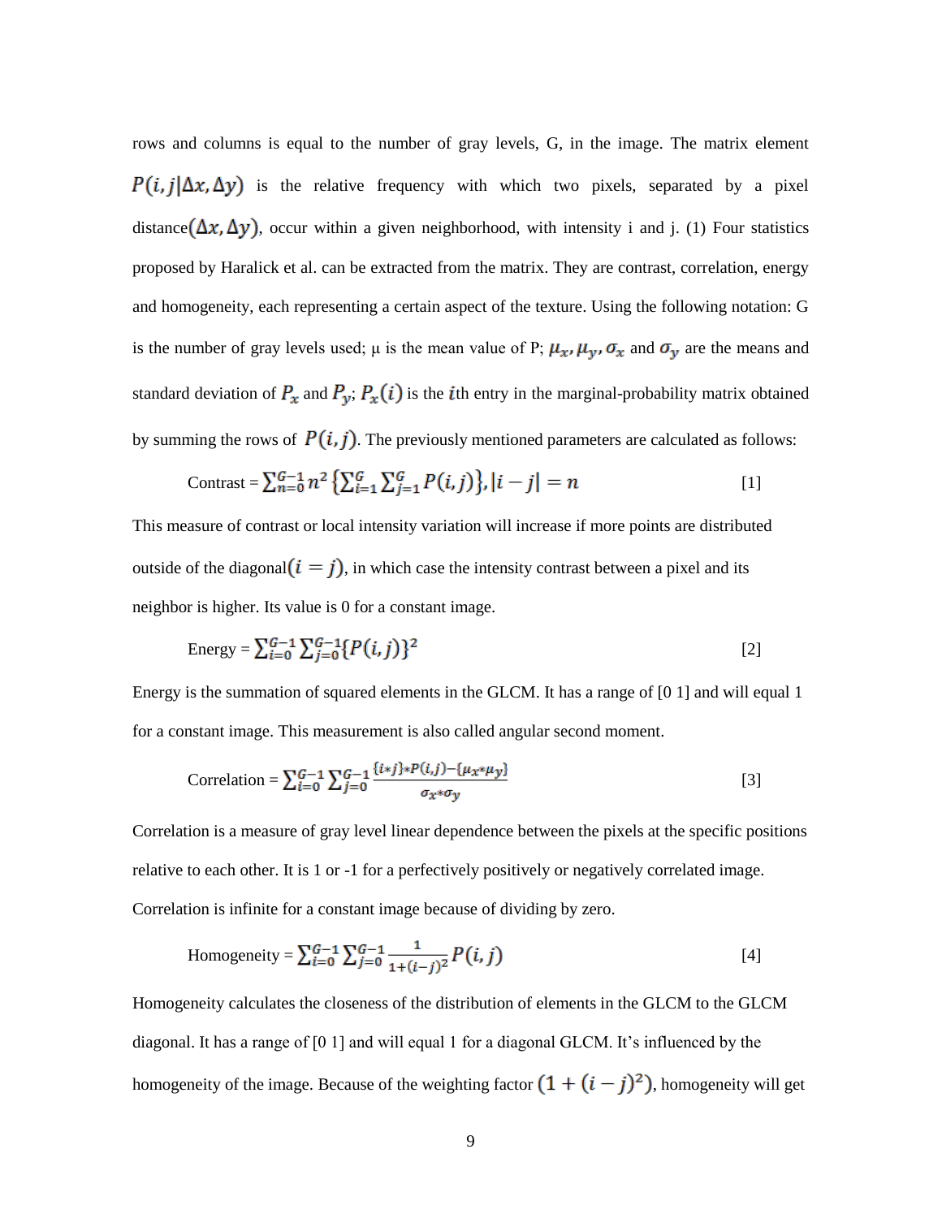rows and columns is equal to the number of gray levels, G, in the image. The matrix element $P(i, j|\Delta x, \Delta y)$ is the relative frequency with which two pixels, separated by a pixel distance$(\Delta x, \Delta y)$, occur within a given neighborhood, with intensity i and j. (1) Four statistics proposed by Haralick et al. can be extracted from the matrix. They are contrast, correlation, energy and homogeneity, each representing a certain aspect of the texture. Using the following notation: G is the number of gray levels used; μ is the mean value of P; $\mu_x, \mu_y, \sigma_x$ and $\sigma_y$ are the means and standard deviation of $P_x$ and $P_y$; $P_x(i)$ is the $i$th entry in the marginal-probability matrix obtained by summing the rows of $P(i, j)$. The previously mentioned parameters are calculated as follows:

$$\text{Contrast} = \sum_{n=0}^{G-1} n^2 \left\{ \sum_{i=1}^{G} \sum_{j=1}^{G} P(i,j) \right\}, |i - j| = n \quad [1]$$

This measure of contrast or local intensity variation will increase if more points are distributed outside of the diagonal$(i = j)$, in which case the intensity contrast between a pixel and its neighbor is higher. Its value is 0 for a constant image.

$$\text{Energy} = \sum_{i=0}^{G-1} \sum_{j=0}^{G-1} \{P(i,j)\}^2 \quad [2]$$

Energy is the summation of squared elements in the GLCM. It has a range of [0 1] and will equal 1 for a constant image. This measurement is also called angular second moment.

$$\text{Correlation} = \sum_{i=0}^{G-1} \sum_{j=0}^{G-1} \frac{\{i*j\}*P(i,j) - \{\mu_x * \mu_y\}}{\sigma_x * \sigma_y} \quad [3]$$

Correlation is a measure of gray level linear dependence between the pixels at the specific positions relative to each other. It is 1 or -1 for a perfectively positively or negatively correlated image. Correlation is infinite for a constant image because of dividing by zero.

$$\text{Homogeneity} = \sum_{i=0}^{G-1} \sum_{j=0}^{G-1} \frac{1}{1+(i-j)^2} P(i,j) \quad [4]$$

Homogeneity calculates the closeness of the distribution of elements in the GLCM to the GLCM diagonal. It has a range of [0 1] and will equal 1 for a diagonal GLCM. It's influenced by the homogeneity of the image. Because of the weighting factor $(1 + (i - j)^2)$, homogeneity will get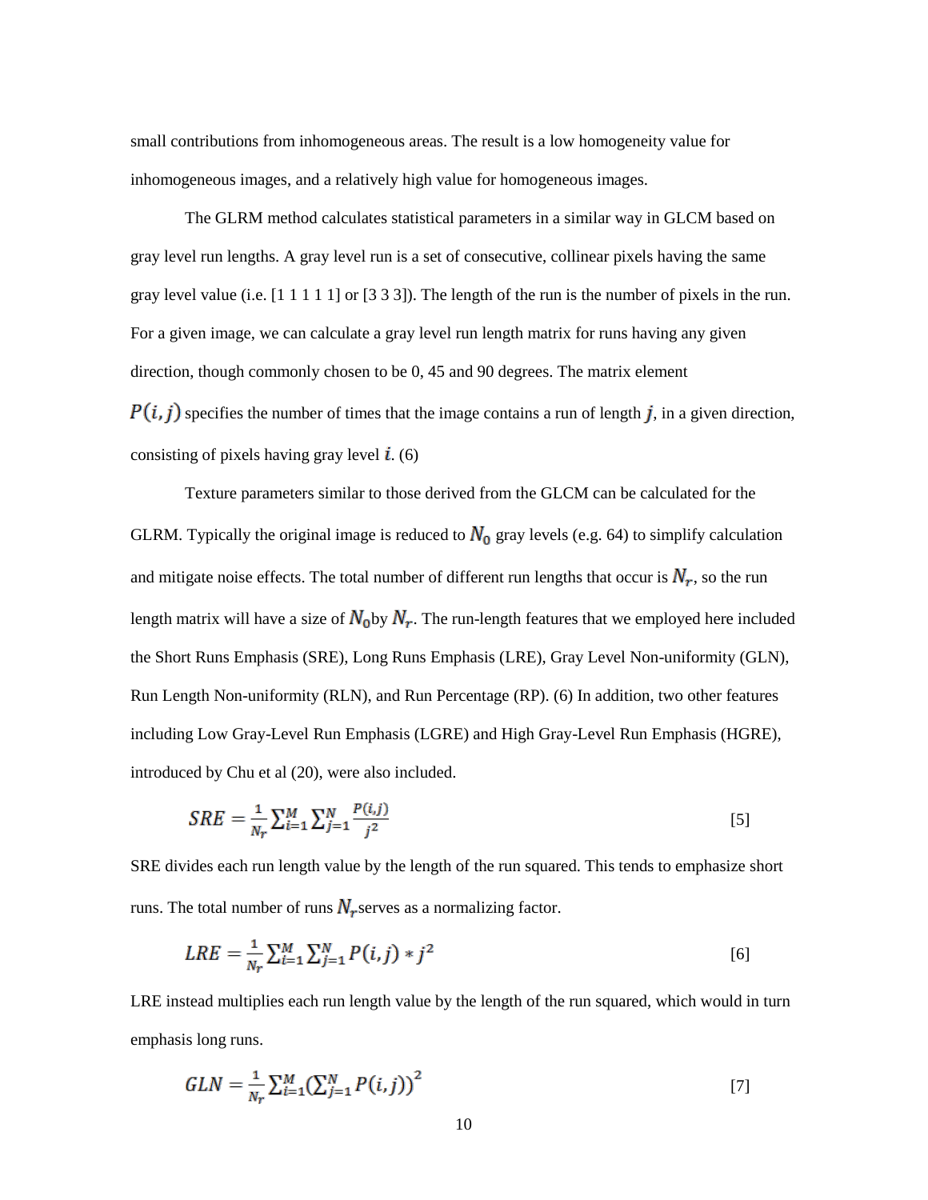small contributions from inhomogeneous areas. The result is a low homogeneity value for inhomogeneous images, and a relatively high value for homogeneous images.

The GLRM method calculates statistical parameters in a similar way in GLCM based on gray level run lengths. A gray level run is a set of consecutive, collinear pixels having the same gray level value (i.e. [1 1 1 1 1] or [3 3 3]). The length of the run is the number of pixels in the run. For a given image, we can calculate a gray level run length matrix for runs having any given direction, though commonly chosen to be 0, 45 and 90 degrees. The matrix element $P(i,j)$ specifies the number of times that the image contains a run of length $j$, in a given direction, consisting of pixels having gray level $i$. (6)

Texture parameters similar to those derived from the GLCM can be calculated for the GLRM. Typically the original image is reduced to $N_0$ gray levels (e.g. 64) to simplify calculation and mitigate noise effects. The total number of different run lengths that occur is $N_r$, so the run length matrix will have a size of $N_0$by $N_r$. The run-length features that we employed here included the Short Runs Emphasis (SRE), Long Runs Emphasis (LRE), Gray Level Non-uniformity (GLN), Run Length Non-uniformity (RLN), and Run Percentage (RP). (6) In addition, two other features including Low Gray-Level Run Emphasis (LGRE) and High Gray-Level Run Emphasis (HGRE), introduced by Chu et al (20), were also included.

$$SRE = \frac{1}{N_r}\sum_{i=1}^{M}\sum_{j=1}^{N}\frac{P(i,j)}{j^2} \quad [5]$$

SRE divides each run length value by the length of the run squared. This tends to emphasize short runs. The total number of runs $N_r$serves as a normalizing factor.

$$LRE = \frac{1}{N_r}\sum_{i=1}^{M}\sum_{j=1}^{N}P(i,j) * j^2 \quad [6]$$

LRE instead multiplies each run length value by the length of the run squared, which would in turn emphasis long runs.

$$GLN = \frac{1}{N_r}\sum_{i=1}^{M}\left(\sum_{j=1}^{N}P(i,j)\right)^2 \quad [7]$$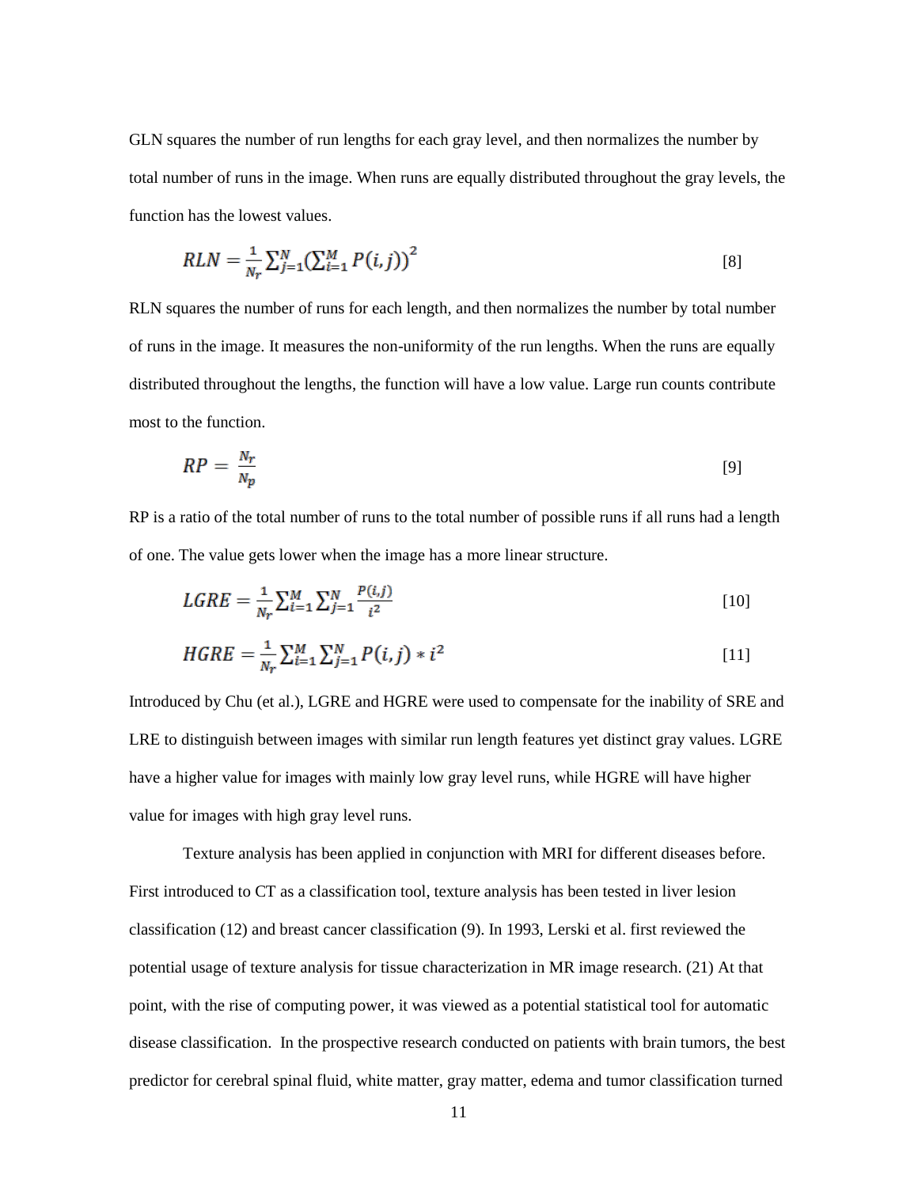GLN squares the number of run lengths for each gray level, and then normalizes the number by total number of runs in the image. When runs are equally distributed throughout the gray levels, the function has the lowest values.

$$RLN = \frac{1}{N_r}\sum_{j=1}^{N}\left(\sum_{i=1}^{M} P(i,j)\right)^2 \qquad [8]$$

RLN squares the number of runs for each length, and then normalizes the number by total number of runs in the image. It measures the non-uniformity of the run lengths. When the runs are equally distributed throughout the lengths, the function will have a low value. Large run counts contribute most to the function.

$$RP = \frac{N_r}{N_p} \qquad [9]$$

RP is a ratio of the total number of runs to the total number of possible runs if all runs had a length of one. The value gets lower when the image has a more linear structure.

$$LGRE = \frac{1}{N_r}\sum_{i=1}^{M}\sum_{j=1}^{N}\frac{P(i,j)}{i^2} \qquad [10]$$

$$HGRE = \frac{1}{N_r}\sum_{i=1}^{M}\sum_{j=1}^{N} P(i,j) * i^2 \qquad [11]$$

Introduced by Chu (et al.), LGRE and HGRE were used to compensate for the inability of SRE and LRE to distinguish between images with similar run length features yet distinct gray values. LGRE have a higher value for images with mainly low gray level runs, while HGRE will have higher value for images with high gray level runs.

Texture analysis has been applied in conjunction with MRI for different diseases before. First introduced to CT as a classification tool, texture analysis has been tested in liver lesion classification (12) and breast cancer classification (9). In 1993, Lerski et al. first reviewed the potential usage of texture analysis for tissue characterization in MR image research. (21) At that point, with the rise of computing power, it was viewed as a potential statistical tool for automatic disease classification. In the prospective research conducted on patients with brain tumors, the best predictor for cerebral spinal fluid, white matter, gray matter, edema and tumor classification turned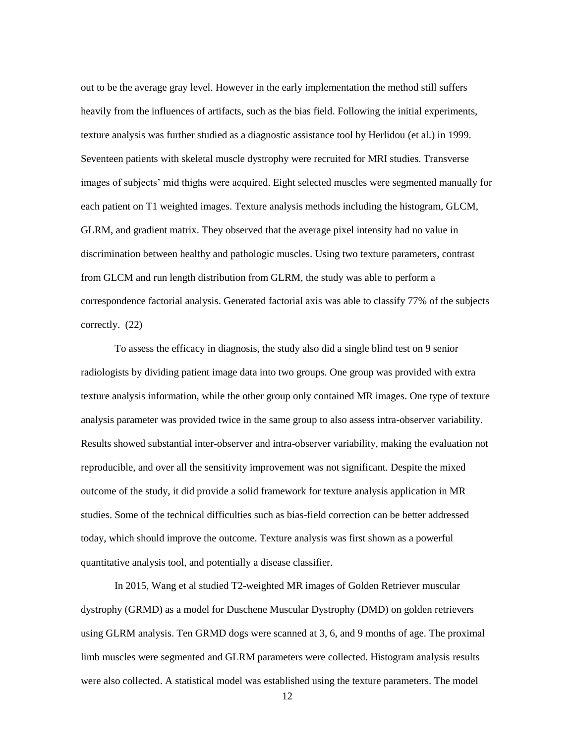out to be the average gray level. However in the early implementation the method still suffers heavily from the influences of artifacts, such as the bias field. Following the initial experiments, texture analysis was further studied as a diagnostic assistance tool by Herlidou (et al.) in 1999. Seventeen patients with skeletal muscle dystrophy were recruited for MRI studies. Transverse images of subjects' mid thighs were acquired. Eight selected muscles were segmented manually for each patient on T1 weighted images. Texture analysis methods including the histogram, GLCM, GLRM, and gradient matrix. They observed that the average pixel intensity had no value in discrimination between healthy and pathologic muscles. Using two texture parameters, contrast from GLCM and run length distribution from GLRM, the study was able to perform a correspondence factorial analysis. Generated factorial axis was able to classify 77% of the subjects correctly. (22)

To assess the efficacy in diagnosis, the study also did a single blind test on 9 senior radiologists by dividing patient image data into two groups. One group was provided with extra texture analysis information, while the other group only contained MR images. One type of texture analysis parameter was provided twice in the same group to also assess intra-observer variability. Results showed substantial inter-observer and intra-observer variability, making the evaluation not reproducible, and over all the sensitivity improvement was not significant. Despite the mixed outcome of the study, it did provide a solid framework for texture analysis application in MR studies. Some of the technical difficulties such as bias-field correction can be better addressed today, which should improve the outcome. Texture analysis was first shown as a powerful quantitative analysis tool, and potentially a disease classifier.

In 2015, Wang et al studied T2-weighted MR images of Golden Retriever muscular dystrophy (GRMD) as a model for Duschene Muscular Dystrophy (DMD) on golden retrievers using GLRM analysis. Ten GRMD dogs were scanned at 3, 6, and 9 months of age. The proximal limb muscles were segmented and GLRM parameters were collected. Histogram analysis results were also collected. A statistical model was established using the texture parameters. The model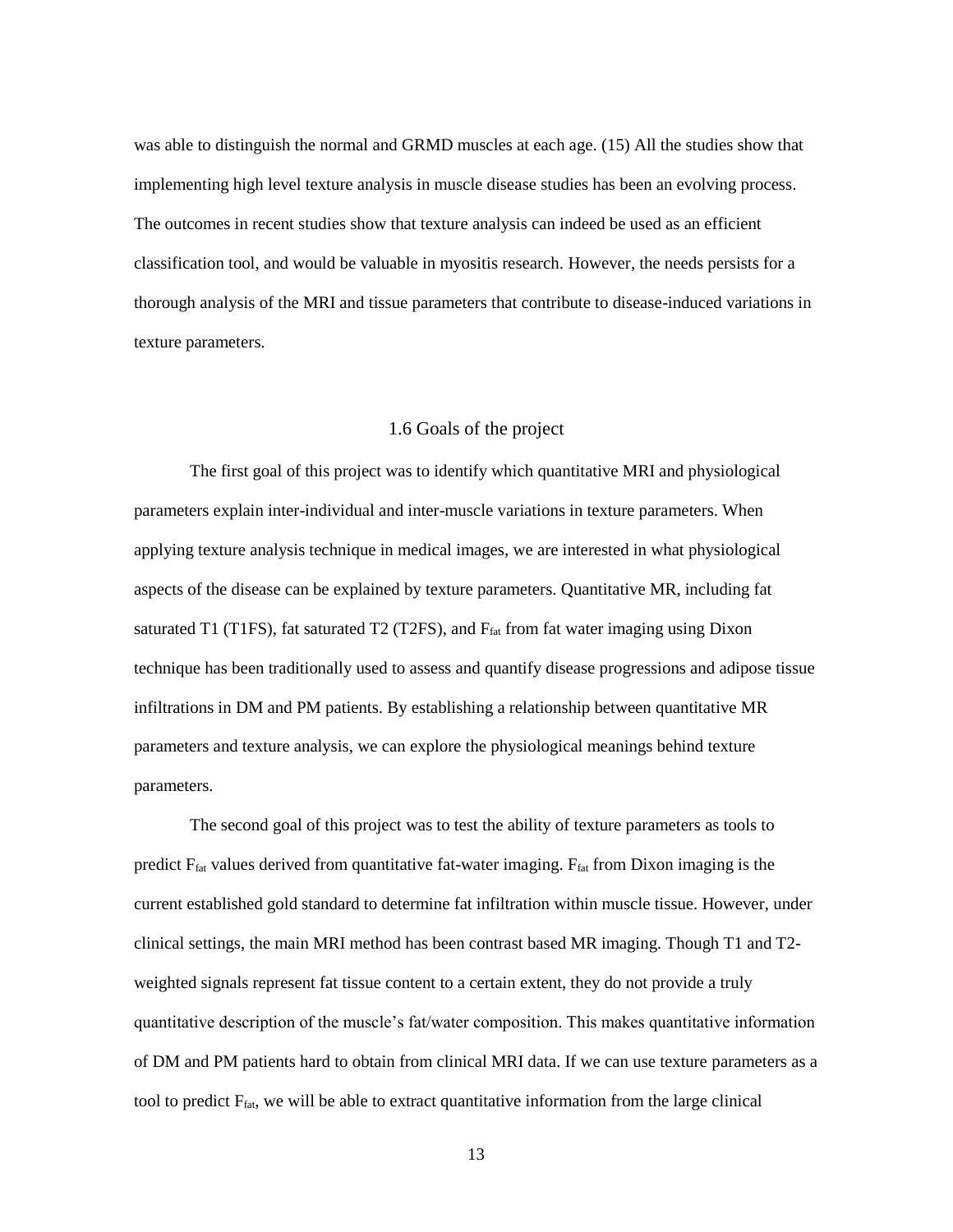was able to distinguish the normal and GRMD muscles at each age. (15) All the studies show that implementing high level texture analysis in muscle disease studies has been an evolving process. The outcomes in recent studies show that texture analysis can indeed be used as an efficient classification tool, and would be valuable in myositis research. However, the needs persists for a thorough analysis of the MRI and tissue parameters that contribute to disease-induced variations in texture parameters.

## 1.6 Goals of the project

The first goal of this project was to identify which quantitative MRI and physiological parameters explain inter-individual and inter-muscle variations in texture parameters. When applying texture analysis technique in medical images, we are interested in what physiological aspects of the disease can be explained by texture parameters. Quantitative MR, including fat saturated T1 (T1FS), fat saturated T2 (T2FS), and $F_{fat}$ from fat water imaging using Dixon technique has been traditionally used to assess and quantify disease progressions and adipose tissue infiltrations in DM and PM patients. By establishing a relationship between quantitative MR parameters and texture analysis, we can explore the physiological meanings behind texture parameters.

The second goal of this project was to test the ability of texture parameters as tools to predict $F_{fat}$ values derived from quantitative fat-water imaging. $F_{fat}$ from Dixon imaging is the current established gold standard to determine fat infiltration within muscle tissue. However, under clinical settings, the main MRI method has been contrast based MR imaging. Though T1 and T2-weighted signals represent fat tissue content to a certain extent, they do not provide a truly quantitative description of the muscle's fat/water composition. This makes quantitative information of DM and PM patients hard to obtain from clinical MRI data. If we can use texture parameters as a tool to predict $F_{fat}$, we will be able to extract quantitative information from the large clinical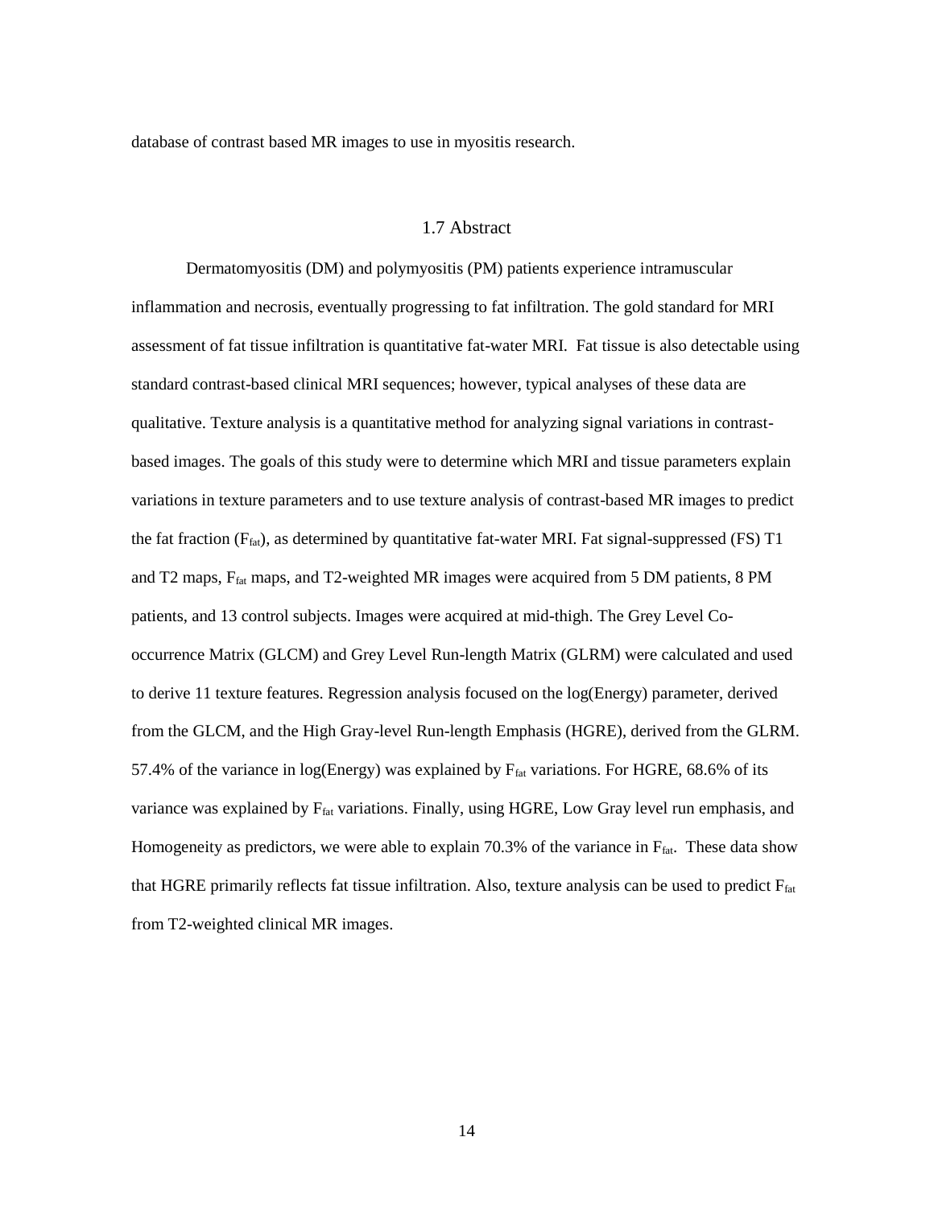database of contrast based MR images to use in myositis research.

## 1.7 Abstract

Dermatomyositis (DM) and polymyositis (PM) patients experience intramuscular inflammation and necrosis, eventually progressing to fat infiltration. The gold standard for MRI assessment of fat tissue infiltration is quantitative fat-water MRI. Fat tissue is also detectable using standard contrast-based clinical MRI sequences; however, typical analyses of these data are qualitative. Texture analysis is a quantitative method for analyzing signal variations in contrast-based images. The goals of this study were to determine which MRI and tissue parameters explain variations in texture parameters and to use texture analysis of contrast-based MR images to predict the fat fraction ($F_{fat}$), as determined by quantitative fat-water MRI. Fat signal-suppressed (FS) T1 and T2 maps, $F_{fat}$ maps, and T2-weighted MR images were acquired from 5 DM patients, 8 PM patients, and 13 control subjects. Images were acquired at mid-thigh. The Grey Level Co-occurrence Matrix (GLCM) and Grey Level Run-length Matrix (GLRM) were calculated and used to derive 11 texture features. Regression analysis focused on the log(Energy) parameter, derived from the GLCM, and the High Gray-level Run-length Emphasis (HGRE), derived from the GLRM. 57.4% of the variance in log(Energy) was explained by $F_{fat}$ variations. For HGRE, 68.6% of its variance was explained by $F_{fat}$ variations. Finally, using HGRE, Low Gray level run emphasis, and Homogeneity as predictors, we were able to explain 70.3% of the variance in $F_{fat}$. These data show that HGRE primarily reflects fat tissue infiltration. Also, texture analysis can be used to predict $F_{fat}$ from T2-weighted clinical MR images.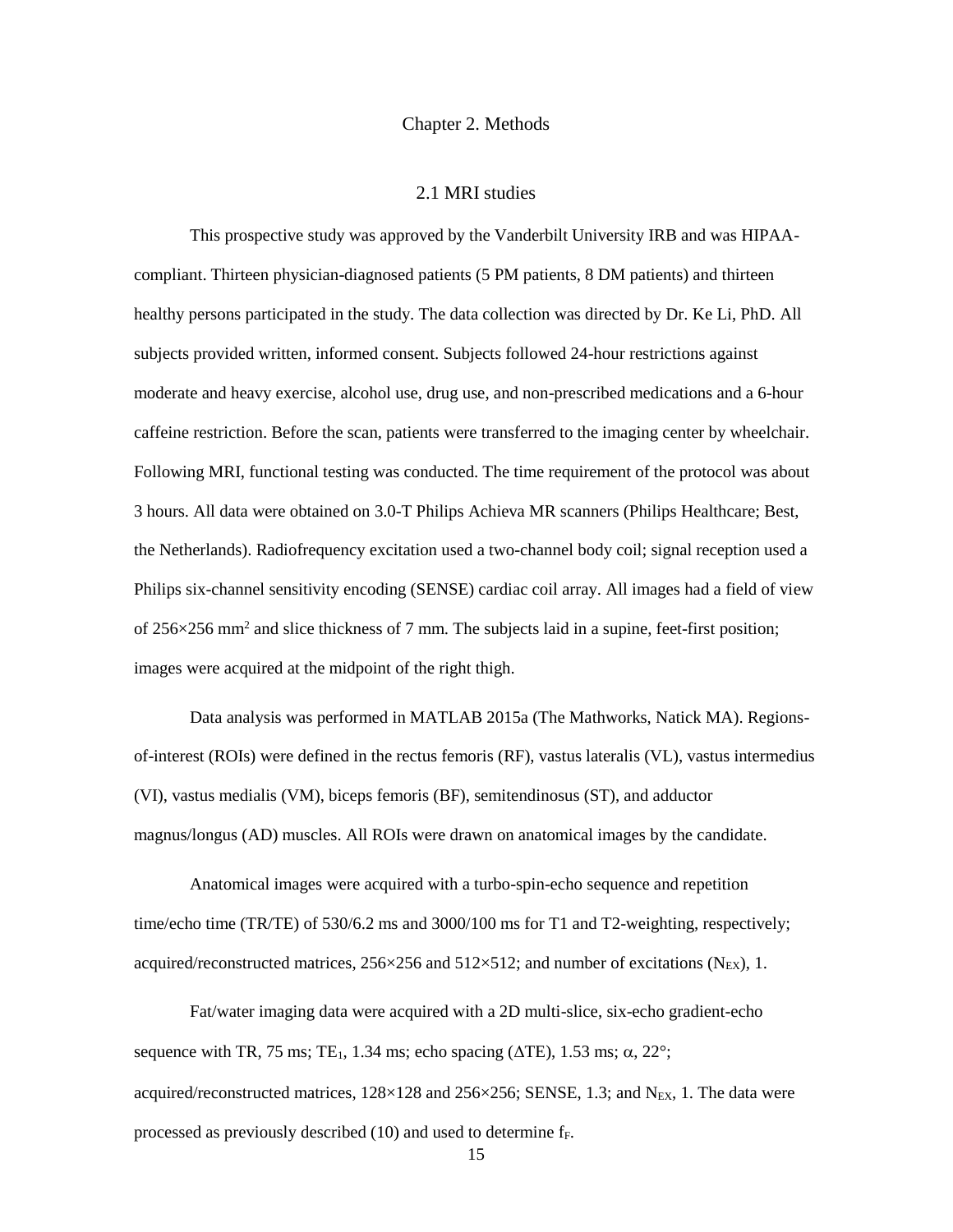# Chapter 2. Methods

## 2.1 MRI studies

This prospective study was approved by the Vanderbilt University IRB and was HIPAA-compliant. Thirteen physician-diagnosed patients (5 PM patients, 8 DM patients) and thirteen healthy persons participated in the study. The data collection was directed by Dr. Ke Li, PhD. All subjects provided written, informed consent. Subjects followed 24-hour restrictions against moderate and heavy exercise, alcohol use, drug use, and non-prescribed medications and a 6-hour caffeine restriction. Before the scan, patients were transferred to the imaging center by wheelchair. Following MRI, functional testing was conducted. The time requirement of the protocol was about 3 hours. All data were obtained on 3.0-T Philips Achieva MR scanners (Philips Healthcare; Best, the Netherlands). Radiofrequency excitation used a two-channel body coil; signal reception used a Philips six-channel sensitivity encoding (SENSE) cardiac coil array. All images had a field of view of $256 \times 256$ mm$^2$ and slice thickness of 7 mm. The subjects laid in a supine, feet-first position; images were acquired at the midpoint of the right thigh.

Data analysis was performed in MATLAB 2015a (The Mathworks, Natick MA). Regions-of-interest (ROIs) were defined in the rectus femoris (RF), vastus lateralis (VL), vastus intermedius (VI), vastus medialis (VM), biceps femoris (BF), semitendinosus (ST), and adductor magnus/longus (AD) muscles. All ROIs were drawn on anatomical images by the candidate.

Anatomical images were acquired with a turbo-spin-echo sequence and repetition time/echo time (TR/TE) of 530/6.2 ms and 3000/100 ms for T1 and T2-weighting, respectively; acquired/reconstructed matrices, $256 \times 256$ and $512 \times 512$; and number of excitations ($N_{EX}$), 1.

Fat/water imaging data were acquired with a 2D multi-slice, six-echo gradient-echo sequence with TR, 75 ms; $TE_1$, 1.34 ms; echo spacing ($\Delta TE$), 1.53 ms; $\alpha$, 22°; acquired/reconstructed matrices, $128 \times 128$ and $256 \times 256$; SENSE, 1.3; and $N_{EX}$, 1. The data were processed as previously described (10) and used to determine $f_F$.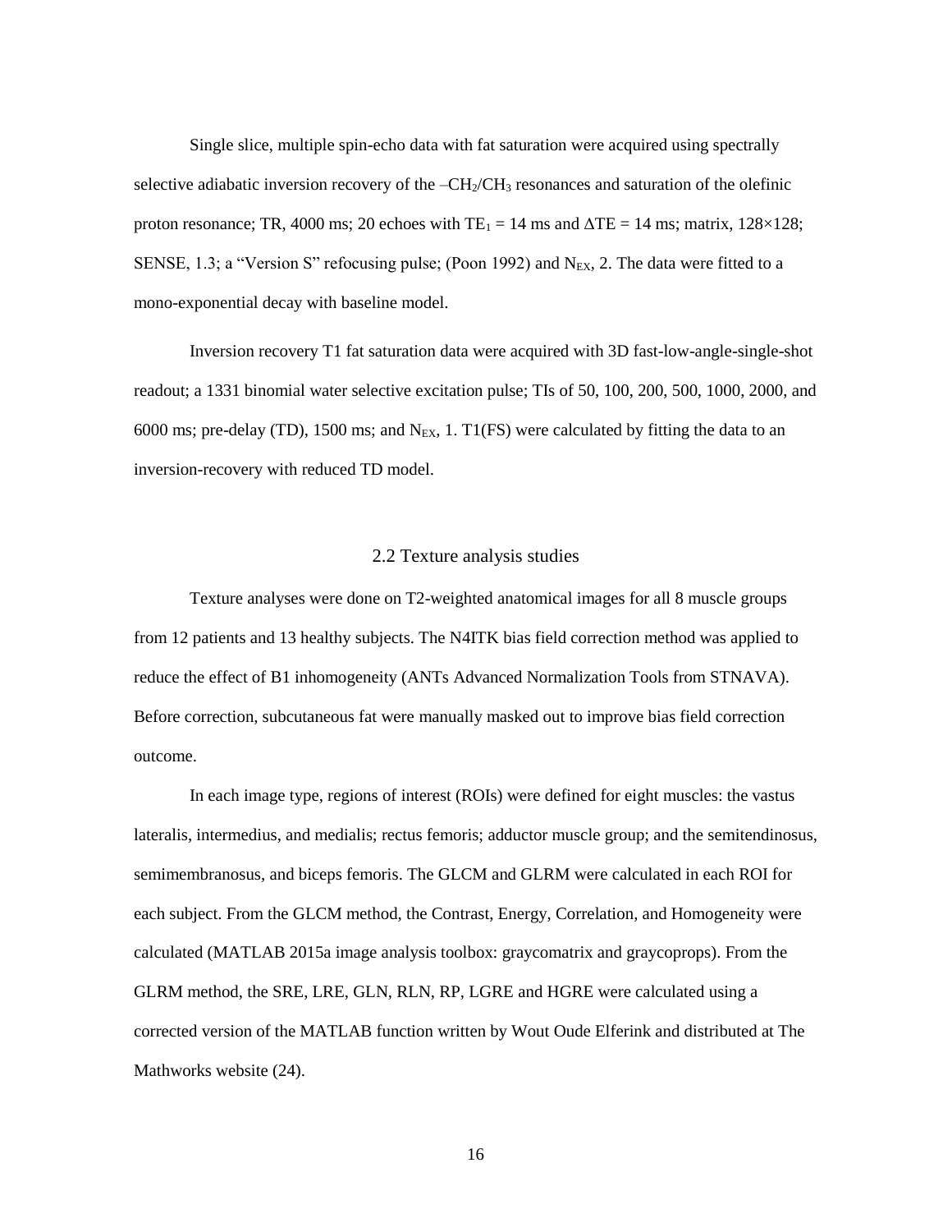Single slice, multiple spin-echo data with fat saturation were acquired using spectrally selective adiabatic inversion recovery of the $–CH_2/CH_3$ resonances and saturation of the olefinic proton resonance; TR, 4000 ms; 20 echoes with $TE_1 = 14$ ms and $\Delta TE = 14$ ms; matrix, 128×128; SENSE, 1.3; a "Version S" refocusing pulse; (Poon 1992) and $N_{EX}$, 2. The data were fitted to a mono-exponential decay with baseline model.

Inversion recovery T1 fat saturation data were acquired with 3D fast-low-angle-single-shot readout; a 1331 binomial water selective excitation pulse; TIs of 50, 100, 200, 500, 1000, 2000, and 6000 ms; pre-delay (TD), 1500 ms; and $N_{EX}$, 1. T1(FS) were calculated by fitting the data to an inversion-recovery with reduced TD model.

## 2.2 Texture analysis studies

Texture analyses were done on T2-weighted anatomical images for all 8 muscle groups from 12 patients and 13 healthy subjects. The N4ITK bias field correction method was applied to reduce the effect of B1 inhomogeneity (ANTs Advanced Normalization Tools from STNAVA). Before correction, subcutaneous fat were manually masked out to improve bias field correction outcome.

In each image type, regions of interest (ROIs) were defined for eight muscles: the vastus lateralis, intermedius, and medialis; rectus femoris; adductor muscle group; and the semitendinosus, semimembranosus, and biceps femoris. The GLCM and GLRM were calculated in each ROI for each subject. From the GLCM method, the Contrast, Energy, Correlation, and Homogeneity were calculated (MATLAB 2015a image analysis toolbox: graycomatrix and graycoprops). From the GLRM method, the SRE, LRE, GLN, RLN, RP, LGRE and HGRE were calculated using a corrected version of the MATLAB function written by Wout Oude Elferink and distributed at The Mathworks website (24).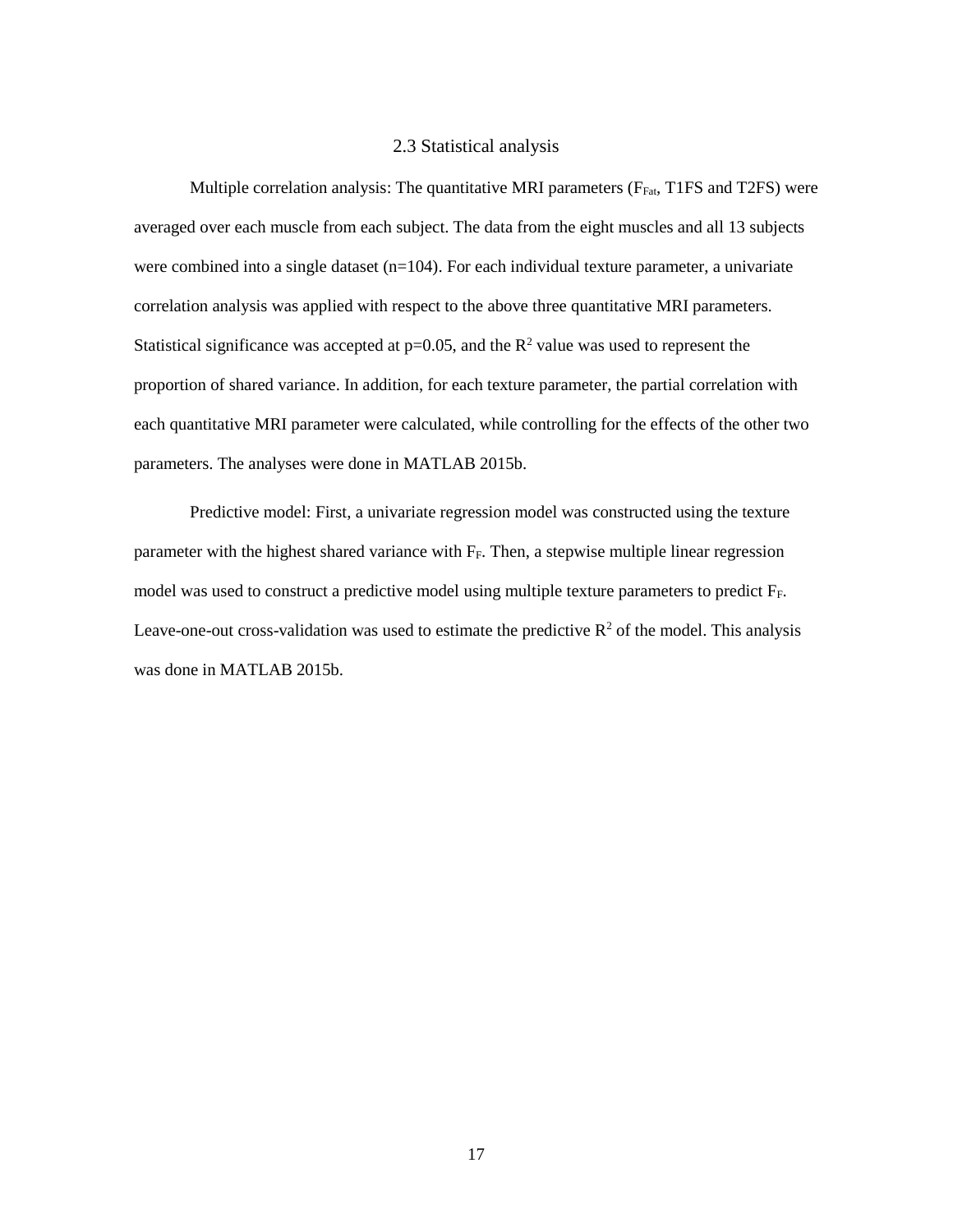## 2.3 Statistical analysis

Multiple correlation analysis: The quantitative MRI parameters ($F_{Fat}$, T1FS and T2FS) were averaged over each muscle from each subject. The data from the eight muscles and all 13 subjects were combined into a single dataset (n=104). For each individual texture parameter, a univariate correlation analysis was applied with respect to the above three quantitative MRI parameters. Statistical significance was accepted at p=0.05, and the $R^2$ value was used to represent the proportion of shared variance. In addition, for each texture parameter, the partial correlation with each quantitative MRI parameter were calculated, while controlling for the effects of the other two parameters. The analyses were done in MATLAB 2015b.

Predictive model: First, a univariate regression model was constructed using the texture parameter with the highest shared variance with $F_F$. Then, a stepwise multiple linear regression model was used to construct a predictive model using multiple texture parameters to predict $F_F$. Leave-one-out cross-validation was used to estimate the predictive $R^2$ of the model. This analysis was done in MATLAB 2015b.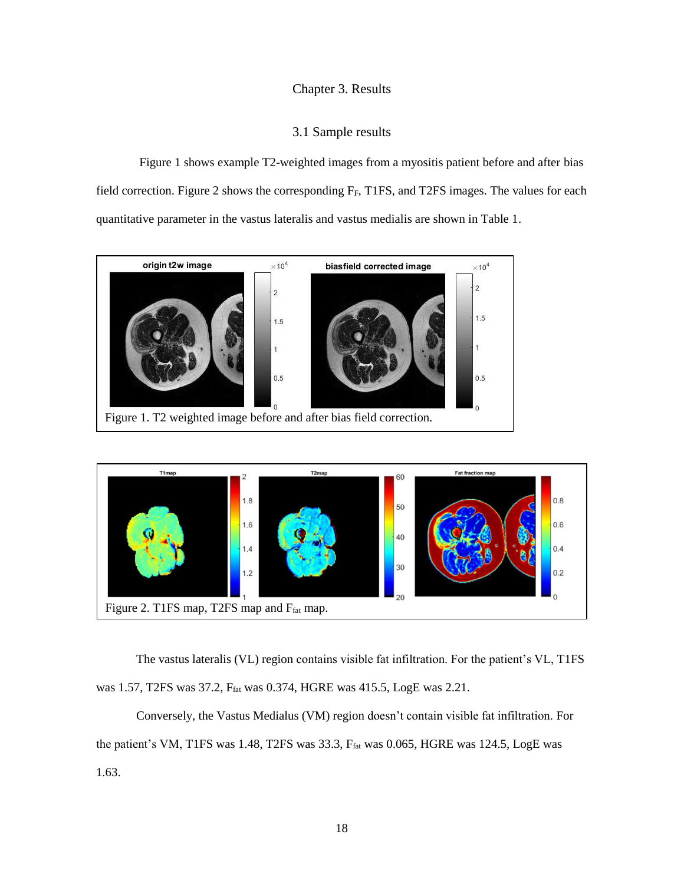# Chapter 3. Results

## 3.1 Sample results

Figure 1 shows example T2-weighted images from a myositis patient before and after bias field correction. Figure 2 shows the corresponding $F_F$, T1FS, and T2FS images. The values for each quantitative parameter in the vastus lateralis and vastus medialis are shown in Table 1.

Figure 1. T2 weighted image before and after bias field correction.

Figure 2. T1FS map, T2FS map and $F_{fat}$ map.

The vastus lateralis (VL) region contains visible fat infiltration. For the patient's VL, T1FS was 1.57, T2FS was 37.2, $F_{fat}$ was 0.374, HGRE was 415.5, LogE was 2.21.

Conversely, the Vastus Medialus (VM) region doesn't contain visible fat infiltration. For the patient's VM, T1FS was 1.48, T2FS was 33.3, $F_{fat}$ was 0.065, HGRE was 124.5, LogE was 1.63.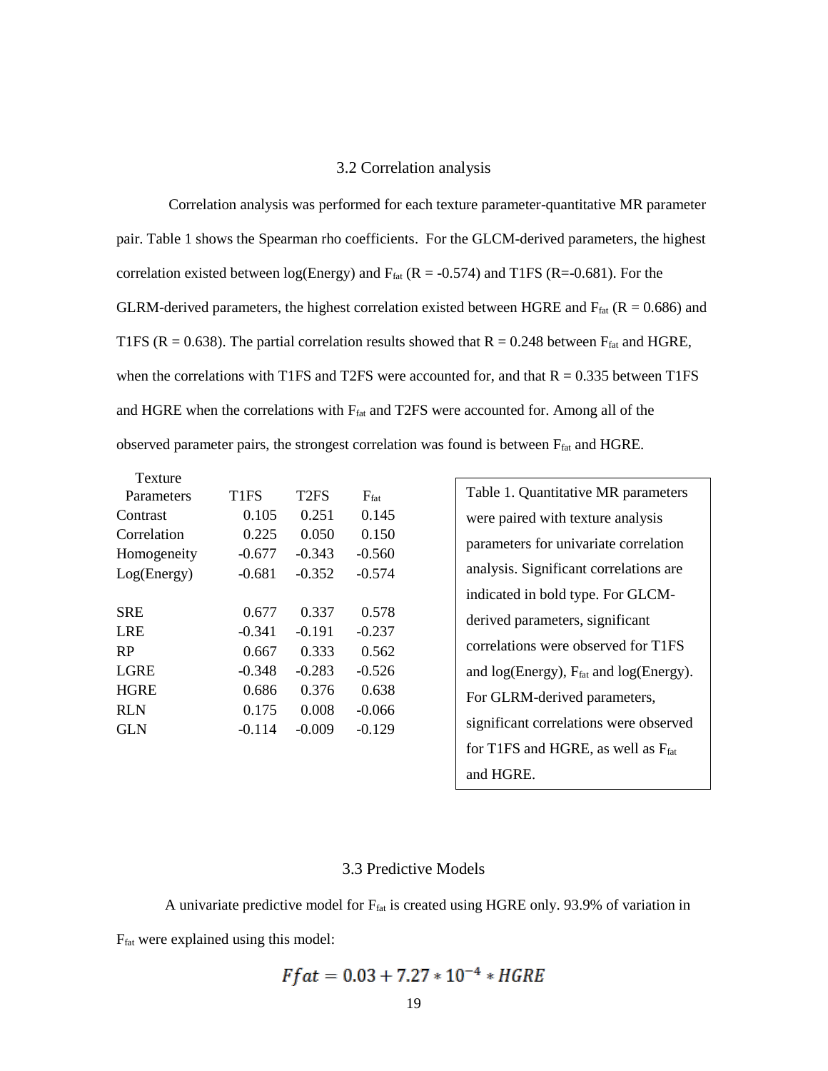### 3.2 Correlation analysis

Correlation analysis was performed for each texture parameter-quantitative MR parameter pair. Table 1 shows the Spearman rho coefficients. For the GLCM-derived parameters, the highest correlation existed between log(Energy) and $F_{fat}$ (R = -0.574) and T1FS (R=-0.681). For the GLRM-derived parameters, the highest correlation existed between HGRE and $F_{fat}$ (R = 0.686) and T1FS (R = 0.638). The partial correlation results showed that R = 0.248 between $F_{fat}$ and HGRE, when the correlations with T1FS and T2FS were accounted for, and that R = 0.335 between T1FS and HGRE when the correlations with $F_{fat}$ and T2FS were accounted for. Among all of the observed parameter pairs, the strongest correlation was found is between $F_{fat}$ and HGRE.

| Texture Parameters | T1FS | T2FS | $F_{fat}$ |
|---|---|---|---|
| Contrast | 0.105 | 0.251 | 0.145 |
| Correlation | 0.225 | 0.050 | 0.150 |
| Homogeneity | -0.677 | -0.343 | -0.560 |
| Log(Energy) | -0.681 | -0.352 | -0.574 |
| | | | |
| SRE | 0.677 | 0.337 | 0.578 |
| LRE | -0.341 | -0.191 | -0.237 |
| RP | 0.667 | 0.333 | 0.562 |
| LGRE | -0.348 | -0.283 | -0.526 |
| HGRE | 0.686 | 0.376 | 0.638 |
| RLN | 0.175 | 0.008 | -0.066 |
| GLN | -0.114 | -0.009 | -0.129 |

Table 1. Quantitative MR parameters were paired with texture analysis parameters for univariate correlation analysis. Significant correlations are indicated in bold type. For GLCM-derived parameters, significant correlations were observed for T1FS and log(Energy), $F_{fat}$ and log(Energy). For GLRM-derived parameters, significant correlations were observed for T1FS and HGRE, as well as $F_{fat}$ and HGRE.

### 3.3 Predictive Models

A univariate predictive model for $F_{fat}$ is created using HGRE only. 93.9% of variation in $F_{fat}$ were explained using this model:

$$Ffat = 0.03 + 7.27 * 10^{-4} * HGRE$$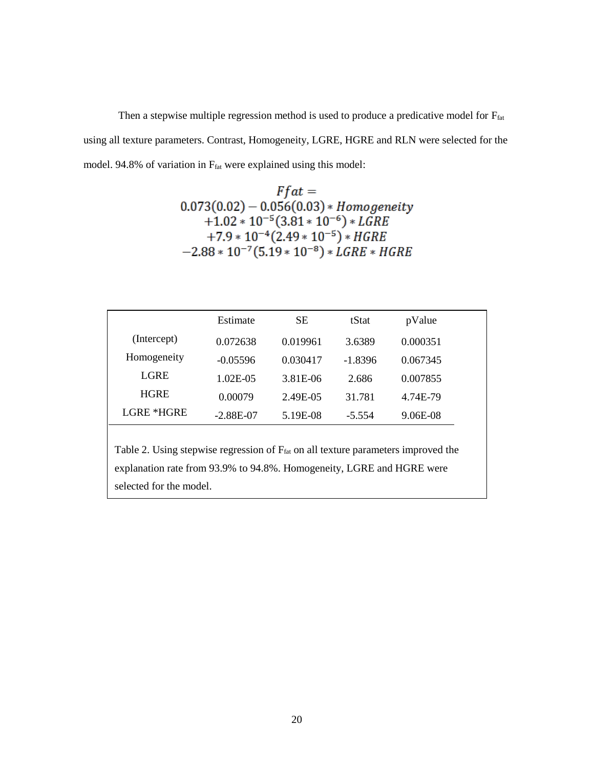Then a stepwise multiple regression method is used to produce a predicative model for $F_{fat}$ using all texture parameters. Contrast, Homogeneity, LGRE, HGRE and RLN were selected for the model. 94.8% of variation in $F_{fat}$ were explained using this model:

$$
\begin{gathered}
Ffat = \\
0.073(0.02) - 0.056(0.03) * Homogeneity \\
+1.02 * 10^{-5}(3.81 * 10^{-6}) * LGRE \\
+7.9 * 10^{-4}(2.49 * 10^{-5}) * HGRE \\
-2.88 * 10^{-7}(5.19 * 10^{-8}) * LGRE * HGRE
\end{gathered}
$$

| | Estimate | SE | tStat | pValue |
|---|---|---|---|---|
| (Intercept) | 0.072638 | 0.019961 | 3.6389 | 0.000351 |
| Homogeneity | -0.05596 | 0.030417 | -1.8396 | 0.067345 |
| LGRE | 1.02E-05 | 3.81E-06 | 2.686 | 0.007855 |
| HGRE | 0.00079 | 2.49E-05 | 31.781 | 4.74E-79 |
| LGRE *HGRE | -2.88E-07 | 5.19E-08 | -5.554 | 9.06E-08 |

Table 2. Using stepwise regression of $F_{fat}$ on all texture parameters improved the explanation rate from 93.9% to 94.8%. Homogeneity, LGRE and HGRE were selected for the model.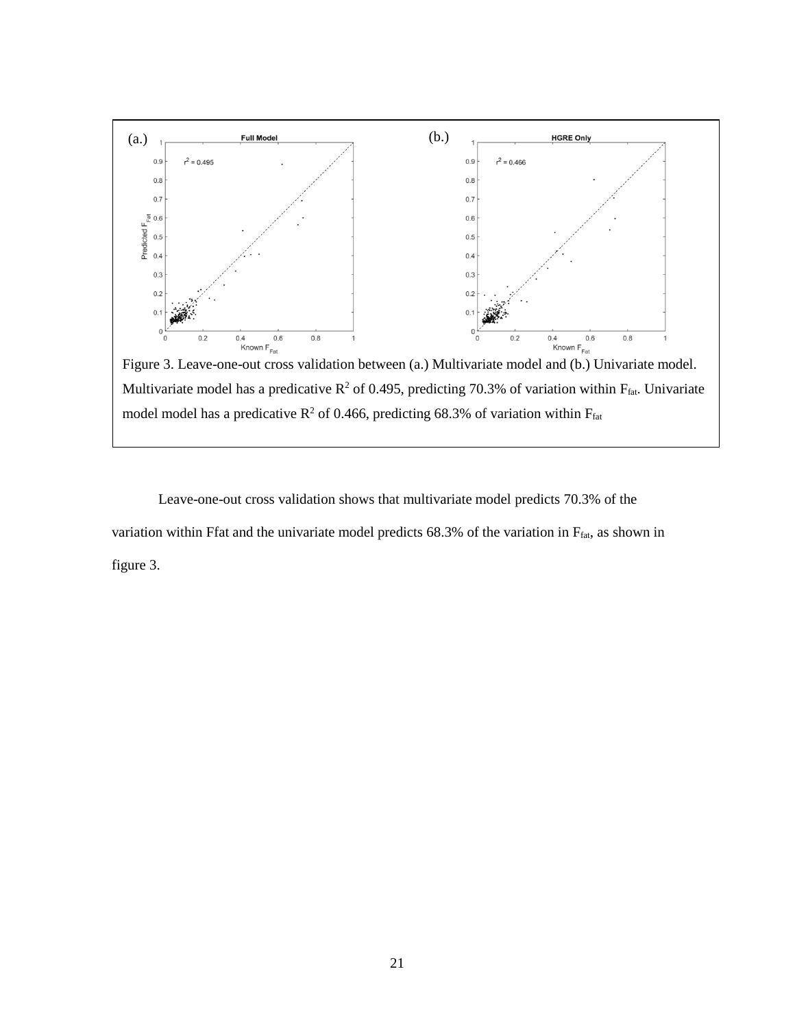Figure 3. Leave-one-out cross validation between (a.) Multivariate model and (b.) Univariate model. Multivariate model has a predicative $R^2$ of 0.495, predicting 70.3% of variation within $F_{fat}$. Univariate model model has a predicative $R^2$ of 0.466, predicting 68.3% of variation within $F_{fat}$

Leave-one-out cross validation shows that multivariate model predicts 70.3% of the variation within Ffat and the univariate model predicts 68.3% of the variation in $F_{fat}$, as shown in figure 3.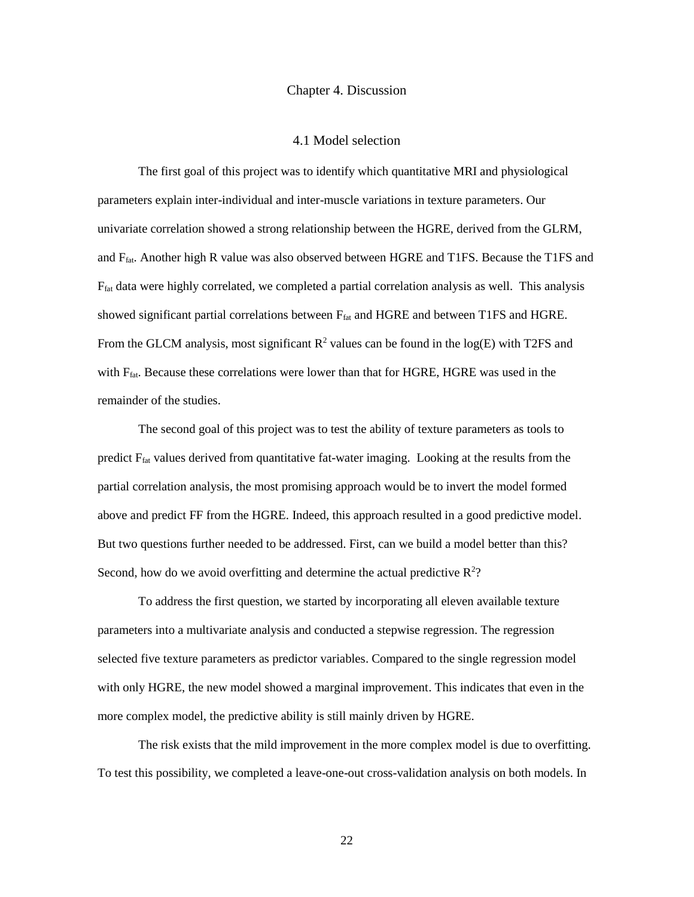# Chapter 4. Discussion

## 4.1 Model selection

The first goal of this project was to identify which quantitative MRI and physiological parameters explain inter-individual and inter-muscle variations in texture parameters. Our univariate correlation showed a strong relationship between the HGRE, derived from the GLRM, and $F_{fat}$. Another high R value was also observed between HGRE and T1FS. Because the T1FS and $F_{fat}$ data were highly correlated, we completed a partial correlation analysis as well. This analysis showed significant partial correlations between $F_{fat}$ and HGRE and between T1FS and HGRE. From the GLCM analysis, most significant $R^2$ values can be found in the log(E) with T2FS and with $F_{fat}$. Because these correlations were lower than that for HGRE, HGRE was used in the remainder of the studies.

The second goal of this project was to test the ability of texture parameters as tools to predict $F_{fat}$ values derived from quantitative fat-water imaging. Looking at the results from the partial correlation analysis, the most promising approach would be to invert the model formed above and predict FF from the HGRE. Indeed, this approach resulted in a good predictive model. But two questions further needed to be addressed. First, can we build a model better than this? Second, how do we avoid overfitting and determine the actual predictive $R^2$?

To address the first question, we started by incorporating all eleven available texture parameters into a multivariate analysis and conducted a stepwise regression. The regression selected five texture parameters as predictor variables. Compared to the single regression model with only HGRE, the new model showed a marginal improvement. This indicates that even in the more complex model, the predictive ability is still mainly driven by HGRE.

The risk exists that the mild improvement in the more complex model is due to overfitting. To test this possibility, we completed a leave-one-out cross-validation analysis on both models. In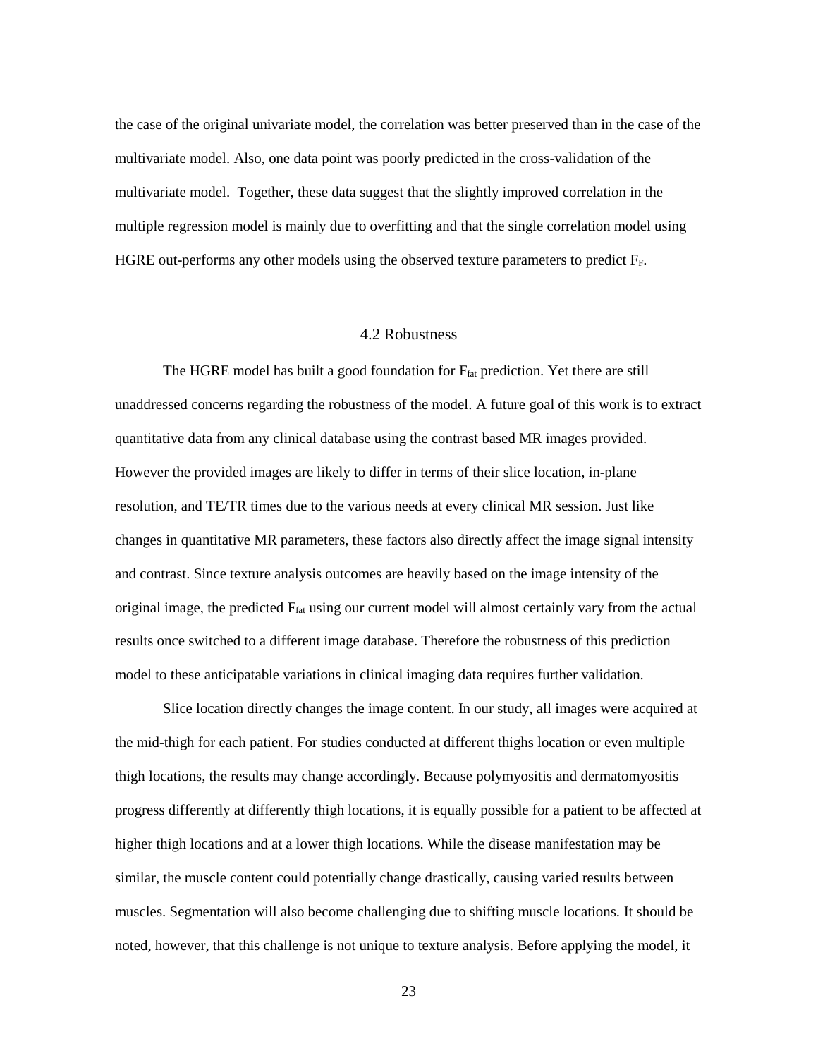the case of the original univariate model, the correlation was better preserved than in the case of the multivariate model. Also, one data point was poorly predicted in the cross-validation of the multivariate model. Together, these data suggest that the slightly improved correlation in the multiple regression model is mainly due to overfitting and that the single correlation model using HGRE out-performs any other models using the observed texture parameters to predict $F_F$.

## 4.2 Robustness

The HGRE model has built a good foundation for $F_{fat}$ prediction. Yet there are still unaddressed concerns regarding the robustness of the model. A future goal of this work is to extract quantitative data from any clinical database using the contrast based MR images provided. However the provided images are likely to differ in terms of their slice location, in-plane resolution, and TE/TR times due to the various needs at every clinical MR session. Just like changes in quantitative MR parameters, these factors also directly affect the image signal intensity and contrast. Since texture analysis outcomes are heavily based on the image intensity of the original image, the predicted $F_{fat}$ using our current model will almost certainly vary from the actual results once switched to a different image database. Therefore the robustness of this prediction model to these anticipatable variations in clinical imaging data requires further validation.

Slice location directly changes the image content. In our study, all images were acquired at the mid-thigh for each patient. For studies conducted at different thighs location or even multiple thigh locations, the results may change accordingly. Because polymyositis and dermatomyositis progress differently at differently thigh locations, it is equally possible for a patient to be affected at higher thigh locations and at a lower thigh locations. While the disease manifestation may be similar, the muscle content could potentially change drastically, causing varied results between muscles. Segmentation will also become challenging due to shifting muscle locations. It should be noted, however, that this challenge is not unique to texture analysis. Before applying the model, it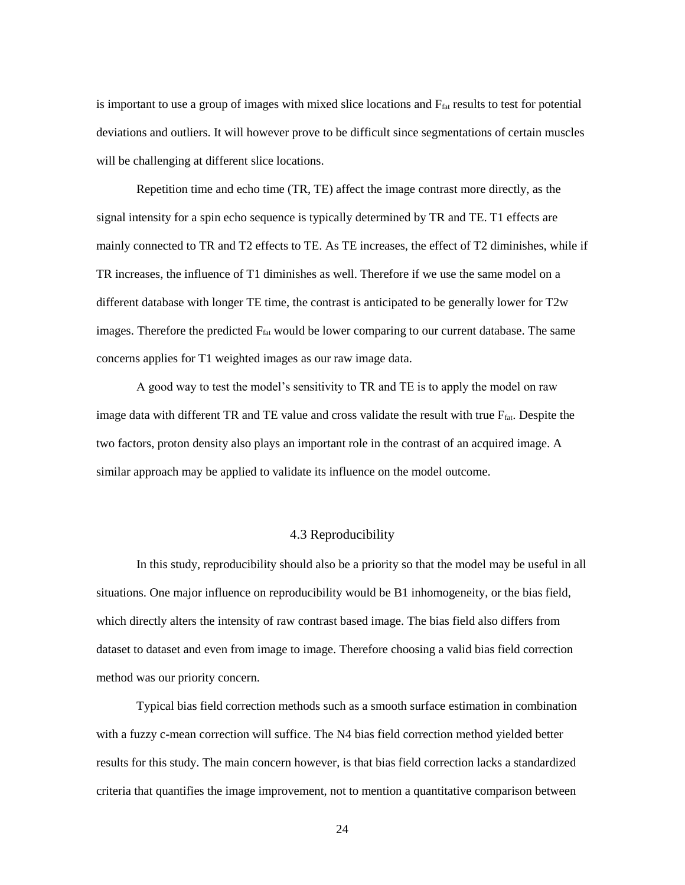is important to use a group of images with mixed slice locations and $F_{fat}$ results to test for potential deviations and outliers. It will however prove to be difficult since segmentations of certain muscles will be challenging at different slice locations.

Repetition time and echo time (TR, TE) affect the image contrast more directly, as the signal intensity for a spin echo sequence is typically determined by TR and TE. T1 effects are mainly connected to TR and T2 effects to TE. As TE increases, the effect of T2 diminishes, while if TR increases, the influence of T1 diminishes as well. Therefore if we use the same model on a different database with longer TE time, the contrast is anticipated to be generally lower for T2w images. Therefore the predicted $F_{fat}$ would be lower comparing to our current database. The same concerns applies for T1 weighted images as our raw image data.

A good way to test the model's sensitivity to TR and TE is to apply the model on raw image data with different TR and TE value and cross validate the result with true $F_{fat}$. Despite the two factors, proton density also plays an important role in the contrast of an acquired image. A similar approach may be applied to validate its influence on the model outcome.

### 4.3 Reproducibility

In this study, reproducibility should also be a priority so that the model may be useful in all situations. One major influence on reproducibility would be B1 inhomogeneity, or the bias field, which directly alters the intensity of raw contrast based image. The bias field also differs from dataset to dataset and even from image to image. Therefore choosing a valid bias field correction method was our priority concern.

Typical bias field correction methods such as a smooth surface estimation in combination with a fuzzy c-mean correction will suffice. The N4 bias field correction method yielded better results for this study. The main concern however, is that bias field correction lacks a standardized criteria that quantifies the image improvement, not to mention a quantitative comparison between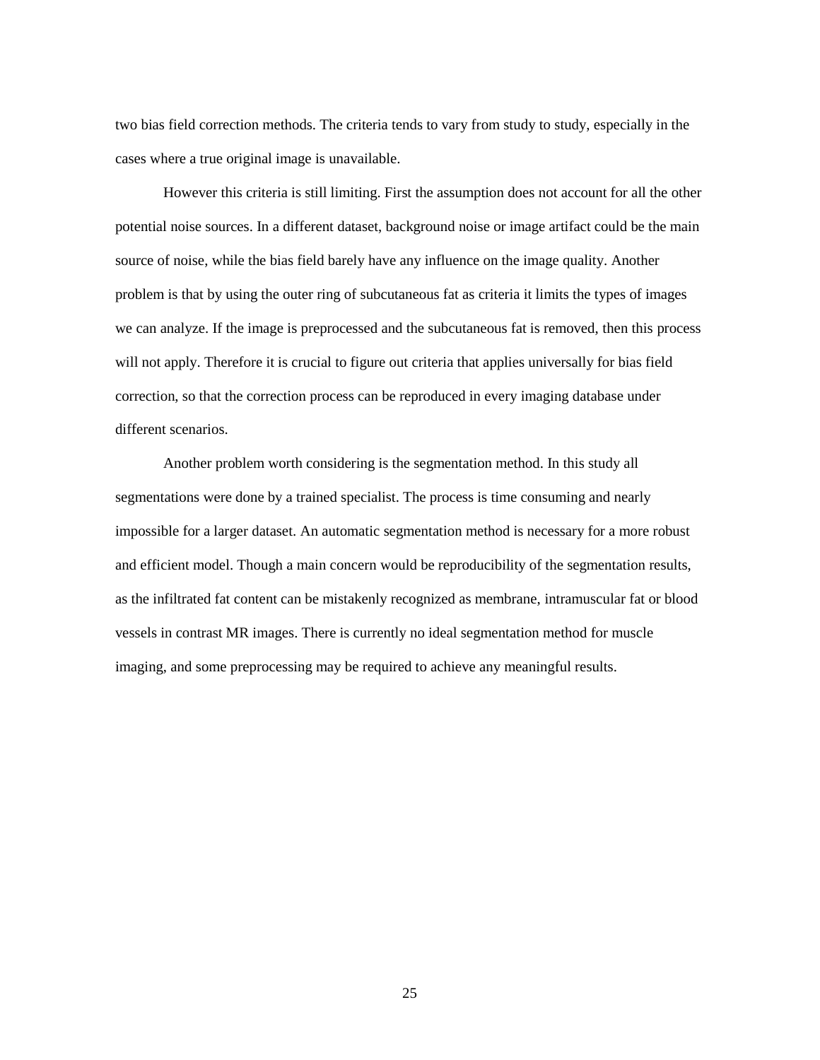two bias field correction methods. The criteria tends to vary from study to study, especially in the cases where a true original image is unavailable.

However this criteria is still limiting. First the assumption does not account for all the other potential noise sources. In a different dataset, background noise or image artifact could be the main source of noise, while the bias field barely have any influence on the image quality. Another problem is that by using the outer ring of subcutaneous fat as criteria it limits the types of images we can analyze. If the image is preprocessed and the subcutaneous fat is removed, then this process will not apply. Therefore it is crucial to figure out criteria that applies universally for bias field correction, so that the correction process can be reproduced in every imaging database under different scenarios.

Another problem worth considering is the segmentation method. In this study all segmentations were done by a trained specialist. The process is time consuming and nearly impossible for a larger dataset. An automatic segmentation method is necessary for a more robust and efficient model. Though a main concern would be reproducibility of the segmentation results, as the infiltrated fat content can be mistakenly recognized as membrane, intramuscular fat or blood vessels in contrast MR images. There is currently no ideal segmentation method for muscle imaging, and some preprocessing may be required to achieve any meaningful results.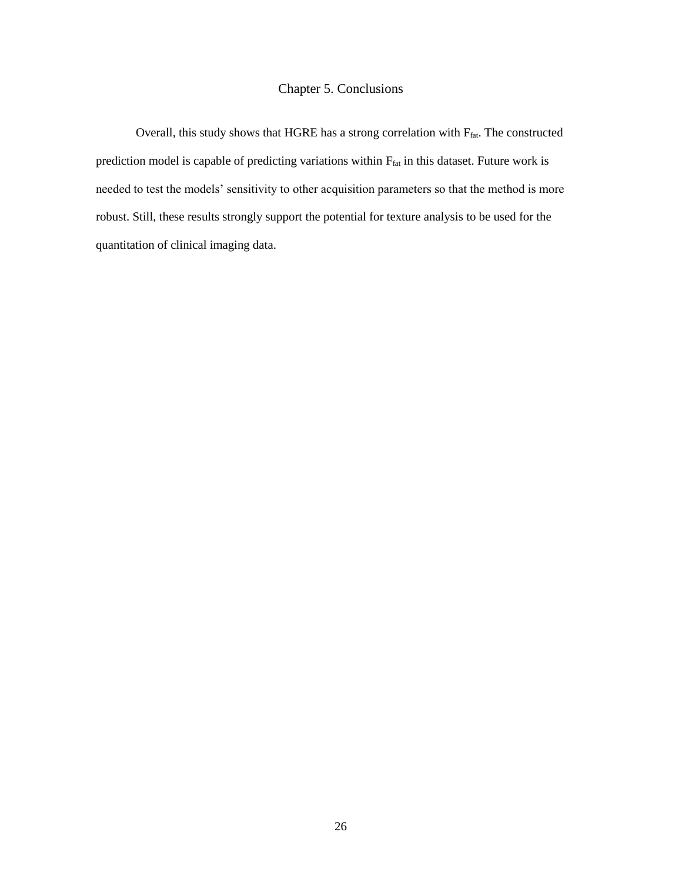# Chapter 5. Conclusions

Overall, this study shows that HGRE has a strong correlation with $F_{fat}$. The constructed prediction model is capable of predicting variations within $F_{fat}$ in this dataset. Future work is needed to test the models' sensitivity to other acquisition parameters so that the method is more robust. Still, these results strongly support the potential for texture analysis to be used for the quantitation of clinical imaging data.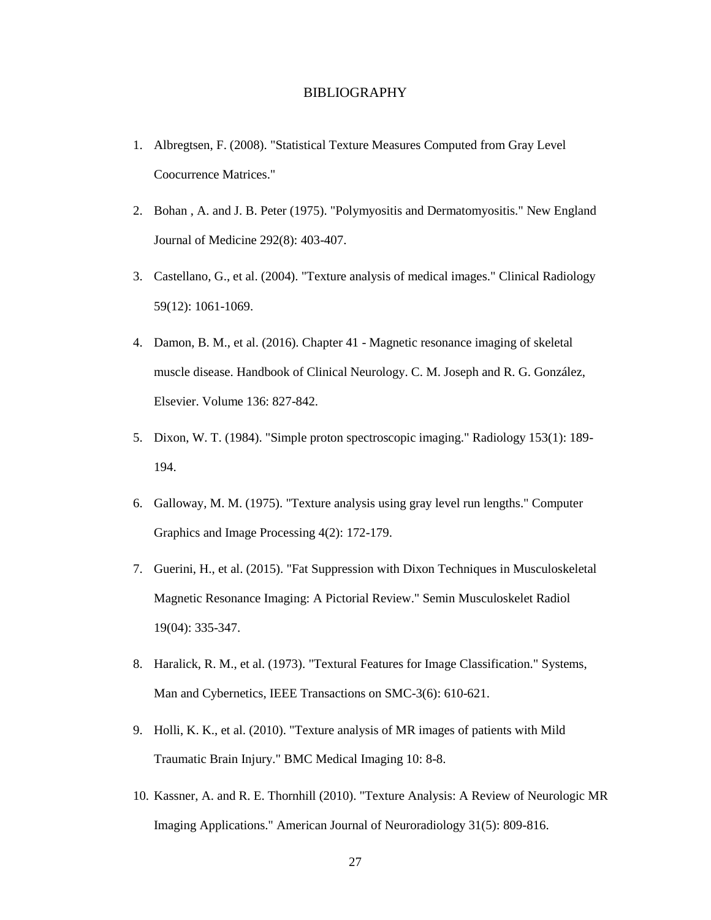# BIBLIOGRAPHY

1. Albregtsen, F. (2008). "Statistical Texture Measures Computed from Gray Level Coocurrence Matrices."
2. Bohan , A. and J. B. Peter (1975). "Polymyositis and Dermatomyositis." New England Journal of Medicine 292(8): 403-407.
3. Castellano, G., et al. (2004). "Texture analysis of medical images." Clinical Radiology 59(12): 1061-1069.
4. Damon, B. M., et al. (2016). Chapter 41 - Magnetic resonance imaging of skeletal muscle disease. Handbook of Clinical Neurology. C. M. Joseph and R. G. González, Elsevier. Volume 136: 827-842.
5. Dixon, W. T. (1984). "Simple proton spectroscopic imaging." Radiology 153(1): 189-194.
6. Galloway, M. M. (1975). "Texture analysis using gray level run lengths." Computer Graphics and Image Processing 4(2): 172-179.
7. Guerini, H., et al. (2015). "Fat Suppression with Dixon Techniques in Musculoskeletal Magnetic Resonance Imaging: A Pictorial Review." Semin Musculoskelet Radiol 19(04): 335-347.
8. Haralick, R. M., et al. (1973). "Textural Features for Image Classification." Systems, Man and Cybernetics, IEEE Transactions on SMC-3(6): 610-621.
9. Holli, K. K., et al. (2010). "Texture analysis of MR images of patients with Mild Traumatic Brain Injury." BMC Medical Imaging 10: 8-8.
10. Kassner, A. and R. E. Thornhill (2010). "Texture Analysis: A Review of Neurologic MR Imaging Applications." American Journal of Neuroradiology 31(5): 809-816.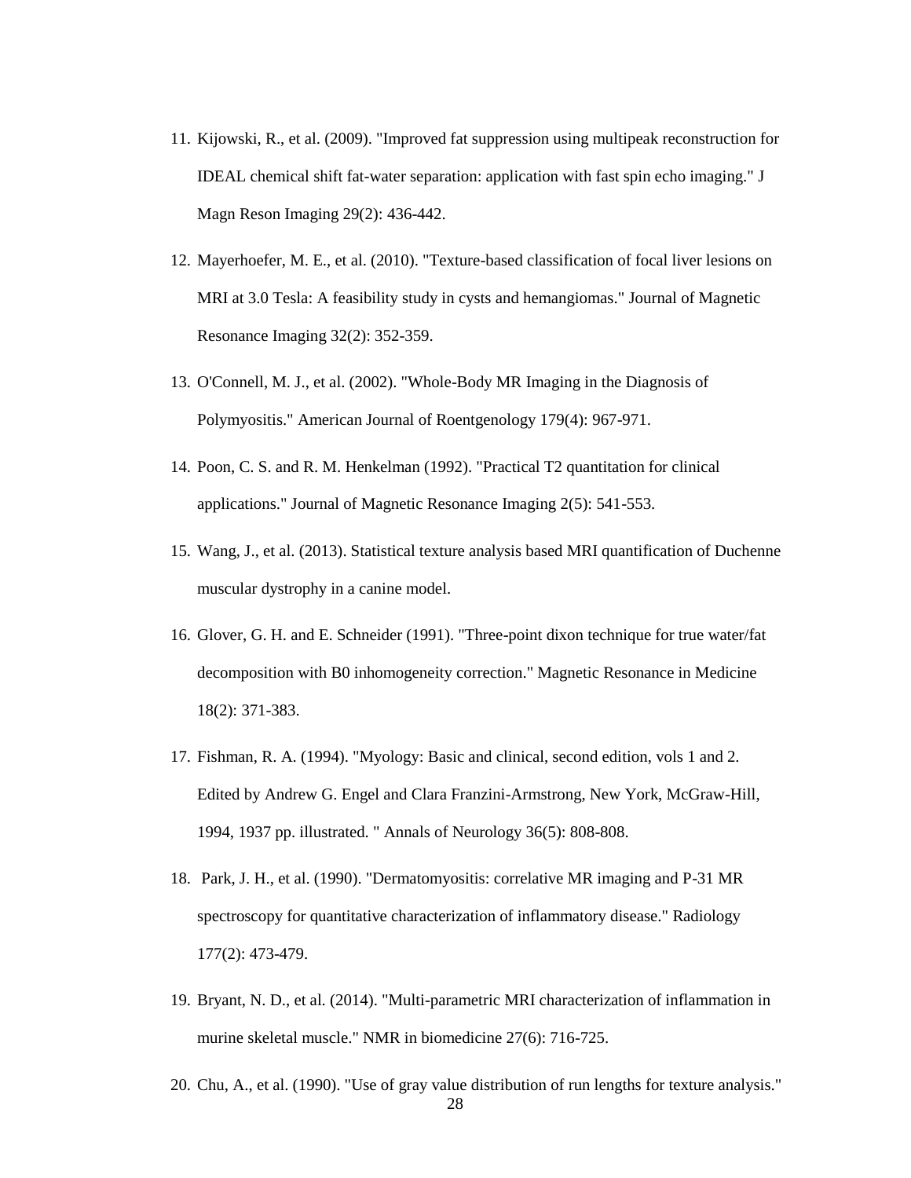11. Kijowski, R., et al. (2009). "Improved fat suppression using multipeak reconstruction for IDEAL chemical shift fat-water separation: application with fast spin echo imaging." J Magn Reson Imaging 29(2): 436-442.

12. Mayerhoefer, M. E., et al. (2010). "Texture-based classification of focal liver lesions on MRI at 3.0 Tesla: A feasibility study in cysts and hemangiomas." Journal of Magnetic Resonance Imaging 32(2): 352-359.

13. O'Connell, M. J., et al. (2002). "Whole-Body MR Imaging in the Diagnosis of Polymyositis." American Journal of Roentgenology 179(4): 967-971.

14. Poon, C. S. and R. M. Henkelman (1992). "Practical T2 quantitation for clinical applications." Journal of Magnetic Resonance Imaging 2(5): 541-553.

15. Wang, J., et al. (2013). Statistical texture analysis based MRI quantification of Duchenne muscular dystrophy in a canine model.

16. Glover, G. H. and E. Schneider (1991). "Three-point dixon technique for true water/fat decomposition with B0 inhomogeneity correction." Magnetic Resonance in Medicine 18(2): 371-383.

17. Fishman, R. A. (1994). "Myology: Basic and clinical, second edition, vols 1 and 2. Edited by Andrew G. Engel and Clara Franzini-Armstrong, New York, McGraw-Hill, 1994, 1937 pp. illustrated. " Annals of Neurology 36(5): 808-808.

18. Park, J. H., et al. (1990). "Dermatomyositis: correlative MR imaging and P-31 MR spectroscopy for quantitative characterization of inflammatory disease." Radiology 177(2): 473-479.

19. Bryant, N. D., et al. (2014). "Multi-parametric MRI characterization of inflammation in murine skeletal muscle." NMR in biomedicine 27(6): 716-725.

20. Chu, A., et al. (1990). "Use of gray value distribution of run lengths for texture analysis."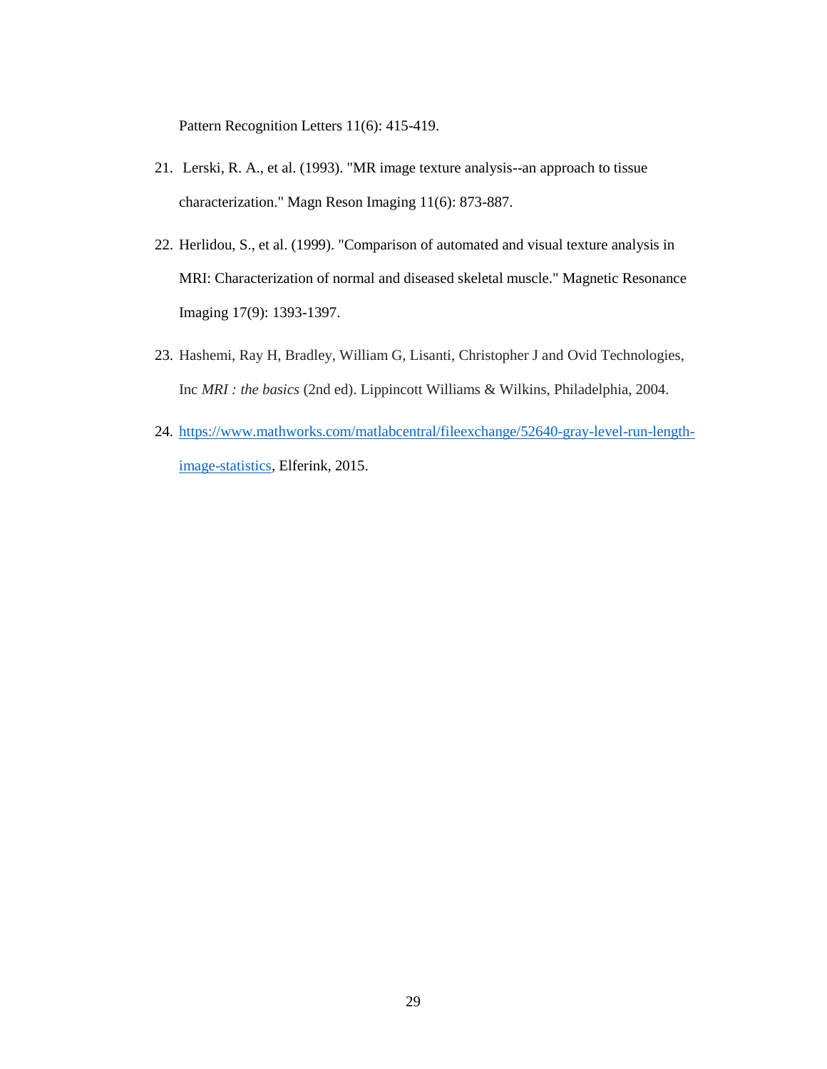Pattern Recognition Letters 11(6): 415-419.

21. Lerski, R. A., et al. (1993). "MR image texture analysis--an approach to tissue characterization." Magn Reson Imaging 11(6): 873-887.

22. Herlidou, S., et al. (1999). "Comparison of automated and visual texture analysis in MRI: Characterization of normal and diseased skeletal muscle." Magnetic Resonance Imaging 17(9): 1393-1397.

23. Hashemi, Ray H, Bradley, William G, Lisanti, Christopher J and Ovid Technologies, Inc *MRI : the basics* (2nd ed). Lippincott Williams & Wilkins, Philadelphia, 2004.

24. [https://www.mathworks.com/matlabcentral/fileexchange/52640-gray-level-run-length-image-statistics](https://www.mathworks.com/matlabcentral/fileexchange/52640-gray-level-run-length-image-statistics), Elferink, 2015.